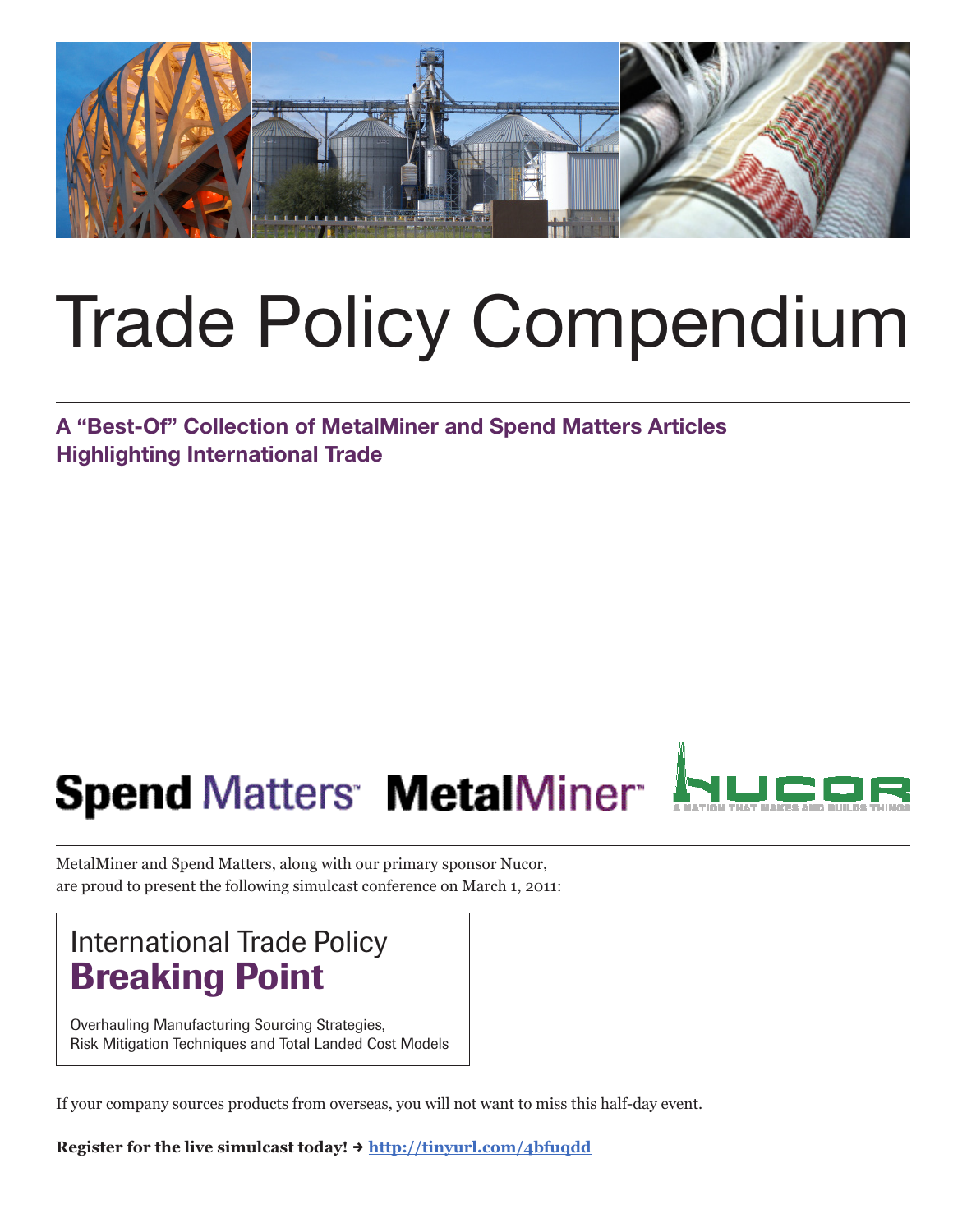# Trade Policy Compendium

**A "Best-Of" Collection of MetalMiner and Spend Matters Articles Highlighting International Trade**

Spend Matters™ MetalMiner™ NUCOR A NATION THAT MAKES AND BUILDS THINGS

MetalMiner and Spend Matters, along with our primary sponsor Nucor, are proud to present the following simulcast conference on March 1, 2011:

International Trade Policy
**Breaking Point**

Overhauling Manufacturing Sourcing Strategies, Risk Mitigation Techniques and Total Landed Cost Models

If your company sources products from overseas, you will not want to miss this half-day event.

**Register for the live simulcast today! → http://tinyurl.com/4bfuqdd**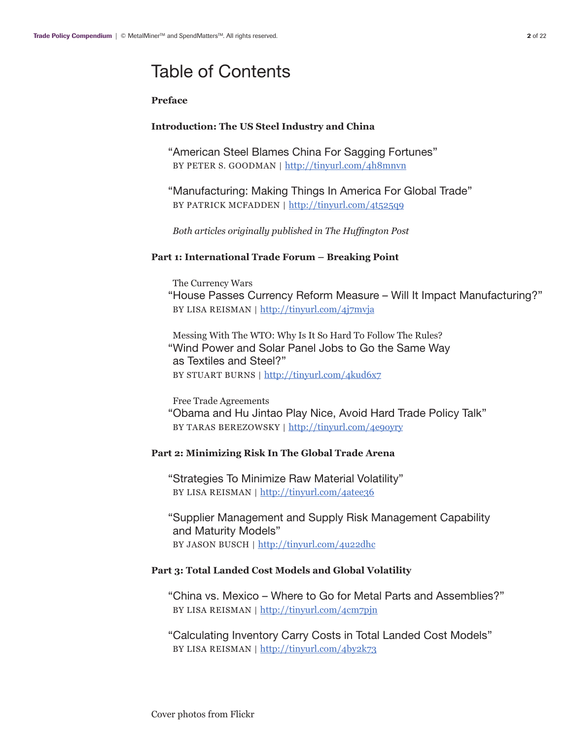# Table of Contents

**Preface**

**Introduction: The US Steel Industry and China**

"American Steel Blames China For Sagging Fortunes"
BY PETER S. GOODMAN | http://tinyurl.com/4h8mnvn

"Manufacturing: Making Things In America For Global Trade"
BY PATRICK MCFADDEN | http://tinyurl.com/4t525q9

*Both articles originally published in The Huffington Post*

**Part 1: International Trade Forum – Breaking Point**

The Currency Wars
"House Passes Currency Reform Measure – Will It Impact Manufacturing?"
BY LISA REISMAN | http://tinyurl.com/4j7mvja

Messing With The WTO: Why Is It So Hard To Follow The Rules?
"Wind Power and Solar Panel Jobs to Go the Same Way as Textiles and Steel?"
BY STUART BURNS | http://tinyurl.com/4kud6x7

Free Trade Agreements
"Obama and Hu Jintao Play Nice, Avoid Hard Trade Policy Talk"
BY TARAS BEREZOWSKY | http://tinyurl.com/4e9oyry

**Part 2: Minimizing Risk In The Global Trade Arena**

"Strategies To Minimize Raw Material Volatility"
BY LISA REISMAN | http://tinyurl.com/4atee36

"Supplier Management and Supply Risk Management Capability and Maturity Models"
BY JASON BUSCH | http://tinyurl.com/4u22dhc

**Part 3: Total Landed Cost Models and Global Volatility**

"China vs. Mexico – Where to Go for Metal Parts and Assemblies?"
BY LISA REISMAN | http://tinyurl.com/4cm7pjn

"Calculating Inventory Carry Costs in Total Landed Cost Models"
BY LISA REISMAN | http://tinyurl.com/4by2k73

Cover photos from Flickr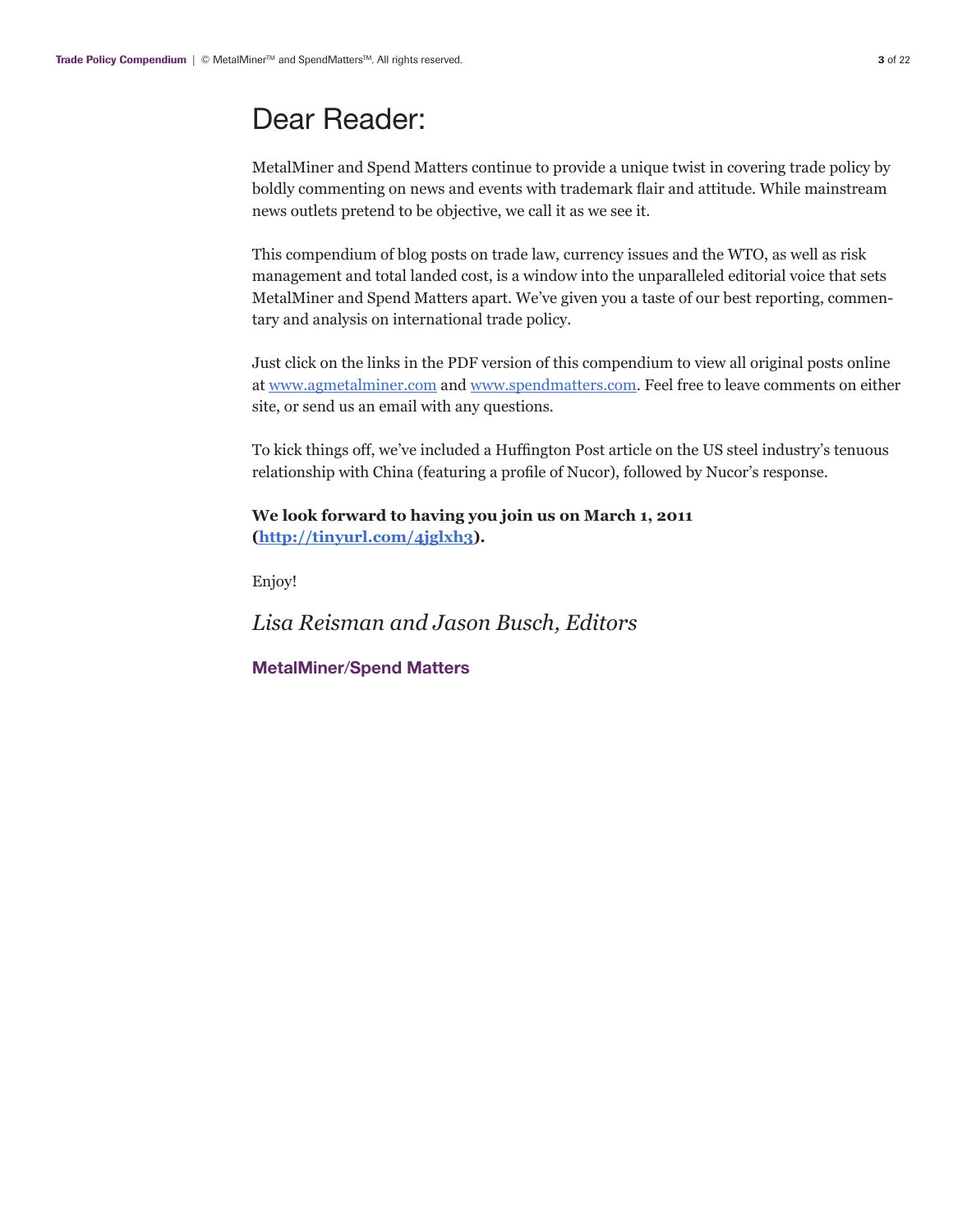# Dear Reader:

MetalMiner and Spend Matters continue to provide a unique twist in covering trade policy by boldly commenting on news and events with trademark flair and attitude. While mainstream news outlets pretend to be objective, we call it as we see it.

This compendium of blog posts on trade law, currency issues and the WTO, as well as risk management and total landed cost, is a window into the unparalleled editorial voice that sets MetalMiner and Spend Matters apart. We've given you a taste of our best reporting, commentary and analysis on international trade policy.

Just click on the links in the PDF version of this compendium to view all original posts online at [www.agmetalminer.com](http://www.agmetalminer.com) and [www.spendmatters.com](http://www.spendmatters.com). Feel free to leave comments on either site, or send us an email with any questions.

To kick things off, we've included a Huffington Post article on the US steel industry's tenuous relationship with China (featuring a profile of Nucor), followed by Nucor's response.

**We look forward to having you join us on March 1, 2011 ([http://tinyurl.com/4jglxh3](http://tinyurl.com/4jglxh3)).**

Enjoy!

*Lisa Reisman and Jason Busch, Editors*

**MetalMiner/Spend Matters**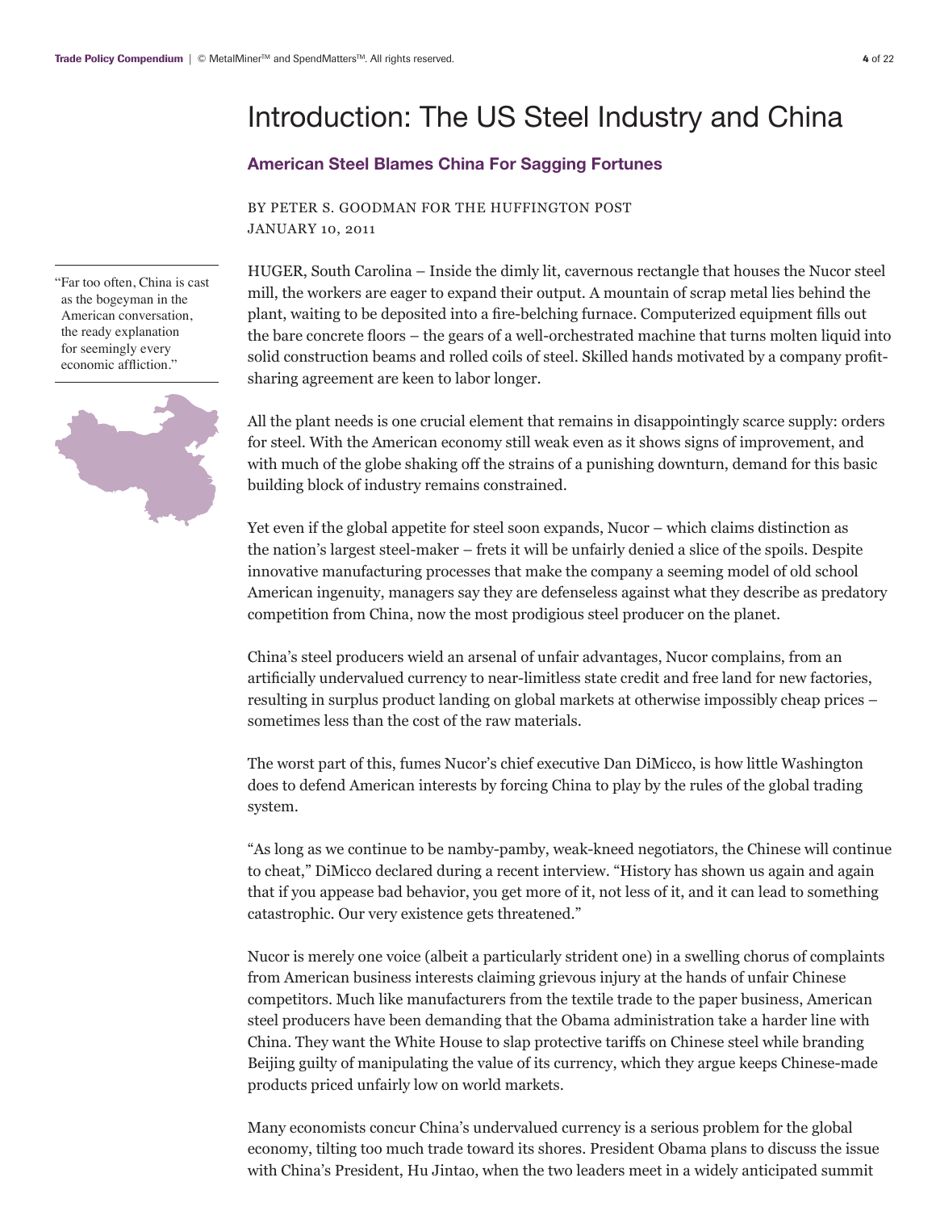# Introduction: The US Steel Industry and China

## American Steel Blames China For Sagging Fortunes

BY PETER S. GOODMAN FOR THE HUFFINGTON POST
JANUARY 10, 2011

> "Far too often, China is cast as the bogeyman in the American conversation, the ready explanation for seemingly every economic affliction."

HUGER, South Carolina – Inside the dimly lit, cavernous rectangle that houses the Nucor steel mill, the workers are eager to expand their output. A mountain of scrap metal lies behind the plant, waiting to be deposited into a fire-belching furnace. Computerized equipment fills out the bare concrete floors – the gears of a well-orchestrated machine that turns molten liquid into solid construction beams and rolled coils of steel. Skilled hands motivated by a company profit-sharing agreement are keen to labor longer.

All the plant needs is one crucial element that remains in disappointingly scarce supply: orders for steel. With the American economy still weak even as it shows signs of improvement, and with much of the globe shaking off the strains of a punishing downturn, demand for this basic building block of industry remains constrained.

Yet even if the global appetite for steel soon expands, Nucor – which claims distinction as the nation's largest steel-maker – frets it will be unfairly denied a slice of the spoils. Despite innovative manufacturing processes that make the company a seeming model of old school American ingenuity, managers say they are defenseless against what they describe as predatory competition from China, now the most prodigious steel producer on the planet.

China's steel producers wield an arsenal of unfair advantages, Nucor complains, from an artificially undervalued currency to near-limitless state credit and free land for new factories, resulting in surplus product landing on global markets at otherwise impossibly cheap prices – sometimes less than the cost of the raw materials.

The worst part of this, fumes Nucor's chief executive Dan DiMicco, is how little Washington does to defend American interests by forcing China to play by the rules of the global trading system.

"As long as we continue to be namby-pamby, weak-kneed negotiators, the Chinese will continue to cheat," DiMicco declared during a recent interview. "History has shown us again and again that if you appease bad behavior, you get more of it, not less of it, and it can lead to something catastrophic. Our very existence gets threatened."

Nucor is merely one voice (albeit a particularly strident one) in a swelling chorus of complaints from American business interests claiming grievous injury at the hands of unfair Chinese competitors. Much like manufacturers from the textile trade to the paper business, American steel producers have been demanding that the Obama administration take a harder line with China. They want the White House to slap protective tariffs on Chinese steel while branding Beijing guilty of manipulating the value of its currency, which they argue keeps Chinese-made products priced unfairly low on world markets.

Many economists concur China's undervalued currency is a serious problem for the global economy, tilting too much trade toward its shores. President Obama plans to discuss the issue with China's President, Hu Jintao, when the two leaders meet in a widely anticipated summit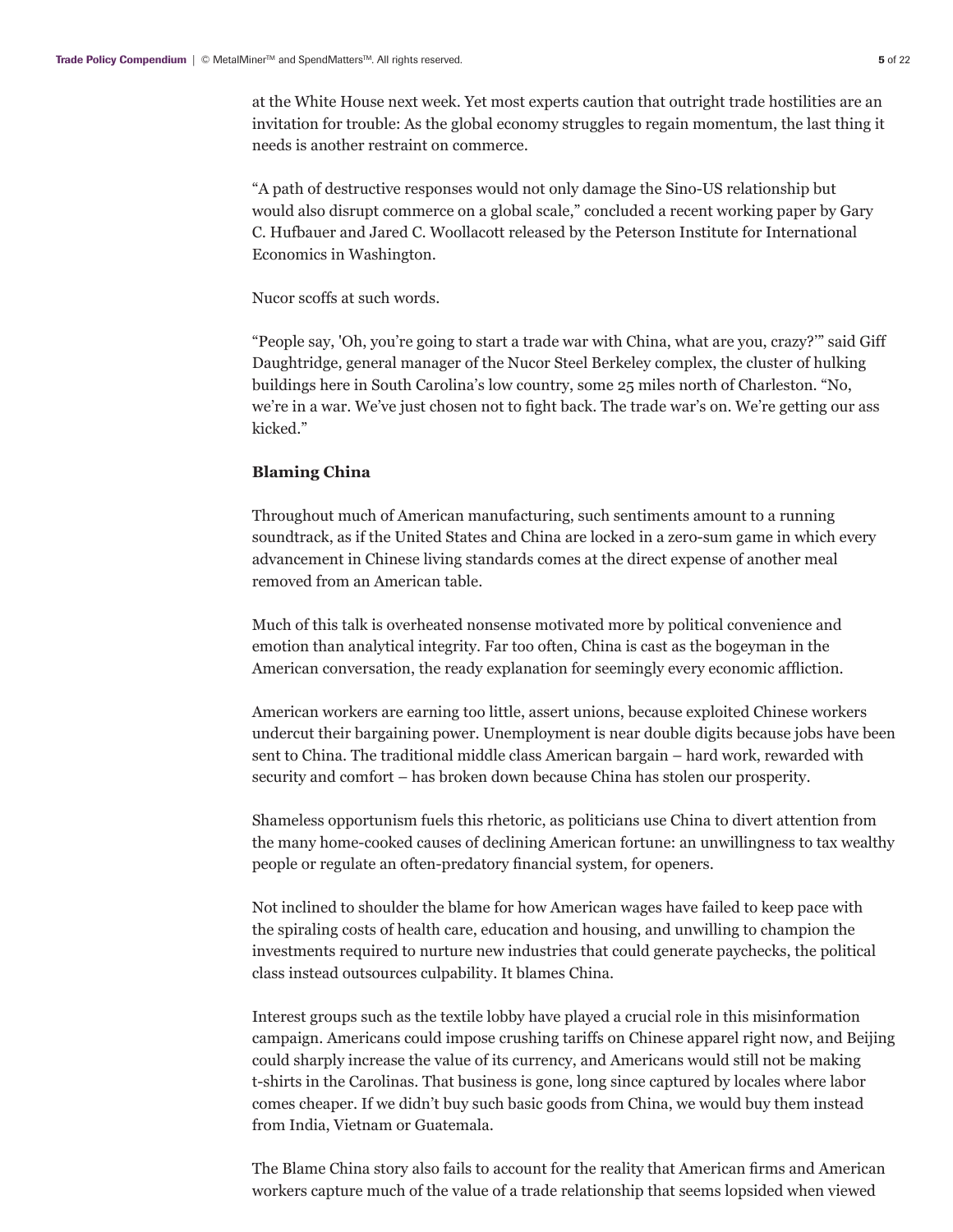at the White House next week. Yet most experts caution that outright trade hostilities are an invitation for trouble: As the global economy struggles to regain momentum, the last thing it needs is another restraint on commerce.

"A path of destructive responses would not only damage the Sino-US relationship but would also disrupt commerce on a global scale," concluded a recent working paper by Gary C. Hufbauer and Jared C. Woollacott released by the Peterson Institute for International Economics in Washington.

Nucor scoffs at such words.

"People say, 'Oh, you're going to start a trade war with China, what are you, crazy?'" said Giff Daughtridge, general manager of the Nucor Steel Berkeley complex, the cluster of hulking buildings here in South Carolina's low country, some 25 miles north of Charleston. "No, we're in a war. We've just chosen not to fight back. The trade war's on. We're getting our ass kicked."

**Blaming China**

Throughout much of American manufacturing, such sentiments amount to a running soundtrack, as if the United States and China are locked in a zero-sum game in which every advancement in Chinese living standards comes at the direct expense of another meal removed from an American table.

Much of this talk is overheated nonsense motivated more by political convenience and emotion than analytical integrity. Far too often, China is cast as the bogeyman in the American conversation, the ready explanation for seemingly every economic affliction.

American workers are earning too little, assert unions, because exploited Chinese workers undercut their bargaining power. Unemployment is near double digits because jobs have been sent to China. The traditional middle class American bargain – hard work, rewarded with security and comfort – has broken down because China has stolen our prosperity.

Shameless opportunism fuels this rhetoric, as politicians use China to divert attention from the many home-cooked causes of declining American fortune: an unwillingness to tax wealthy people or regulate an often-predatory financial system, for openers.

Not inclined to shoulder the blame for how American wages have failed to keep pace with the spiraling costs of health care, education and housing, and unwilling to champion the investments required to nurture new industries that could generate paychecks, the political class instead outsources culpability. It blames China.

Interest groups such as the textile lobby have played a crucial role in this misinformation campaign. Americans could impose crushing tariffs on Chinese apparel right now, and Beijing could sharply increase the value of its currency, and Americans would still not be making t-shirts in the Carolinas. That business is gone, long since captured by locales where labor comes cheaper. If we didn't buy such basic goods from China, we would buy them instead from India, Vietnam or Guatemala.

The Blame China story also fails to account for the reality that American firms and American workers capture much of the value of a trade relationship that seems lopsided when viewed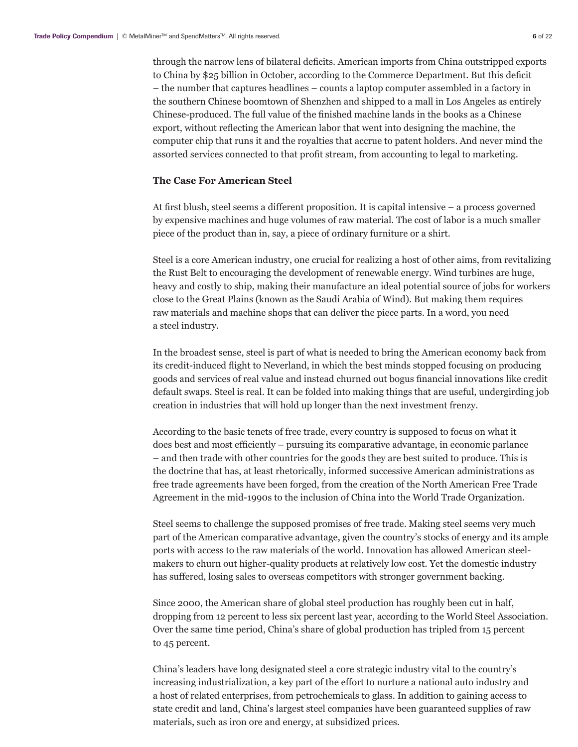through the narrow lens of bilateral deficits. American imports from China outstripped exports to China by $25 billion in October, according to the Commerce Department. But this deficit – the number that captures headlines – counts a laptop computer assembled in a factory in the southern Chinese boomtown of Shenzhen and shipped to a mall in Los Angeles as entirely Chinese-produced. The full value of the finished machine lands in the books as a Chinese export, without reflecting the American labor that went into designing the machine, the computer chip that runs it and the royalties that accrue to patent holders. And never mind the assorted services connected to that profit stream, from accounting to legal to marketing.

### The Case For American Steel

At first blush, steel seems a different proposition. It is capital intensive – a process governed by expensive machines and huge volumes of raw material. The cost of labor is a much smaller piece of the product than in, say, a piece of ordinary furniture or a shirt.

Steel is a core American industry, one crucial for realizing a host of other aims, from revitalizing the Rust Belt to encouraging the development of renewable energy. Wind turbines are huge, heavy and costly to ship, making their manufacture an ideal potential source of jobs for workers close to the Great Plains (known as the Saudi Arabia of Wind). But making them requires raw materials and machine shops that can deliver the piece parts. In a word, you need a steel industry.

In the broadest sense, steel is part of what is needed to bring the American economy back from its credit-induced flight to Neverland, in which the best minds stopped focusing on producing goods and services of real value and instead churned out bogus financial innovations like credit default swaps. Steel is real. It can be folded into making things that are useful, undergirding job creation in industries that will hold up longer than the next investment frenzy.

According to the basic tenets of free trade, every country is supposed to focus on what it does best and most efficiently – pursuing its comparative advantage, in economic parlance – and then trade with other countries for the goods they are best suited to produce. This is the doctrine that has, at least rhetorically, informed successive American administrations as free trade agreements have been forged, from the creation of the North American Free Trade Agreement in the mid-1990s to the inclusion of China into the World Trade Organization.

Steel seems to challenge the supposed promises of free trade. Making steel seems very much part of the American comparative advantage, given the country's stocks of energy and its ample ports with access to the raw materials of the world. Innovation has allowed American steel-makers to churn out higher-quality products at relatively low cost. Yet the domestic industry has suffered, losing sales to overseas competitors with stronger government backing.

Since 2000, the American share of global steel production has roughly been cut in half, dropping from 12 percent to less six percent last year, according to the World Steel Association. Over the same time period, China's share of global production has tripled from 15 percent to 45 percent.

China's leaders have long designated steel a core strategic industry vital to the country's increasing industrialization, a key part of the effort to nurture a national auto industry and a host of related enterprises, from petrochemicals to glass. In addition to gaining access to state credit and land, China's largest steel companies have been guaranteed supplies of raw materials, such as iron ore and energy, at subsidized prices.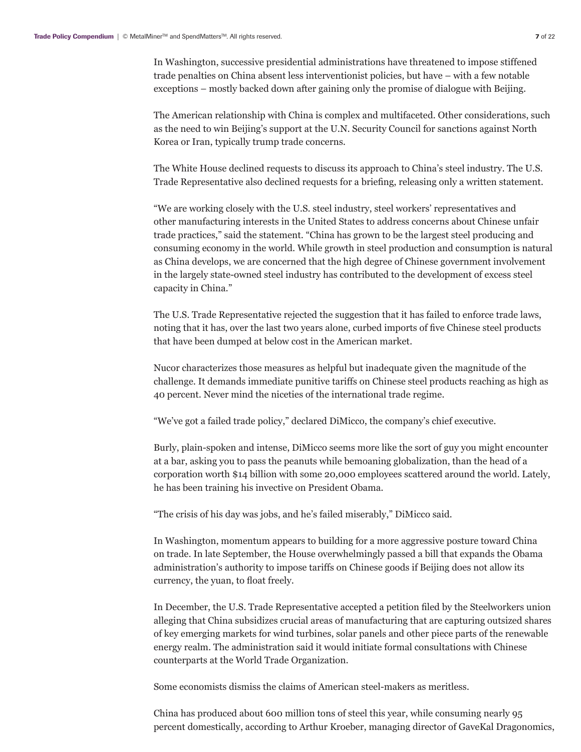In Washington, successive presidential administrations have threatened to impose stiffened trade penalties on China absent less interventionist policies, but have – with a few notable exceptions – mostly backed down after gaining only the promise of dialogue with Beijing.

The American relationship with China is complex and multifaceted. Other considerations, such as the need to win Beijing's support at the U.N. Security Council for sanctions against North Korea or Iran, typically trump trade concerns.

The White House declined requests to discuss its approach to China's steel industry. The U.S. Trade Representative also declined requests for a briefing, releasing only a written statement.

"We are working closely with the U.S. steel industry, steel workers' representatives and other manufacturing interests in the United States to address concerns about Chinese unfair trade practices," said the statement. "China has grown to be the largest steel producing and consuming economy in the world. While growth in steel production and consumption is natural as China develops, we are concerned that the high degree of Chinese government involvement in the largely state-owned steel industry has contributed to the development of excess steel capacity in China."

The U.S. Trade Representative rejected the suggestion that it has failed to enforce trade laws, noting that it has, over the last two years alone, curbed imports of five Chinese steel products that have been dumped at below cost in the American market.

Nucor characterizes those measures as helpful but inadequate given the magnitude of the challenge. It demands immediate punitive tariffs on Chinese steel products reaching as high as 40 percent. Never mind the niceties of the international trade regime.

"We've got a failed trade policy," declared DiMicco, the company's chief executive.

Burly, plain-spoken and intense, DiMicco seems more like the sort of guy you might encounter at a bar, asking you to pass the peanuts while bemoaning globalization, than the head of a corporation worth $14 billion with some 20,000 employees scattered around the world. Lately, he has been training his invective on President Obama.

"The crisis of his day was jobs, and he's failed miserably," DiMicco said.

In Washington, momentum appears to building for a more aggressive posture toward China on trade. In late September, the House overwhelmingly passed a bill that expands the Obama administration's authority to impose tariffs on Chinese goods if Beijing does not allow its currency, the yuan, to float freely.

In December, the U.S. Trade Representative accepted a petition filed by the Steelworkers union alleging that China subsidizes crucial areas of manufacturing that are capturing outsized shares of key emerging markets for wind turbines, solar panels and other piece parts of the renewable energy realm. The administration said it would initiate formal consultations with Chinese counterparts at the World Trade Organization.

Some economists dismiss the claims of American steel-makers as meritless.

China has produced about 600 million tons of steel this year, while consuming nearly 95 percent domestically, according to Arthur Kroeber, managing director of GaveKal Dragonomics,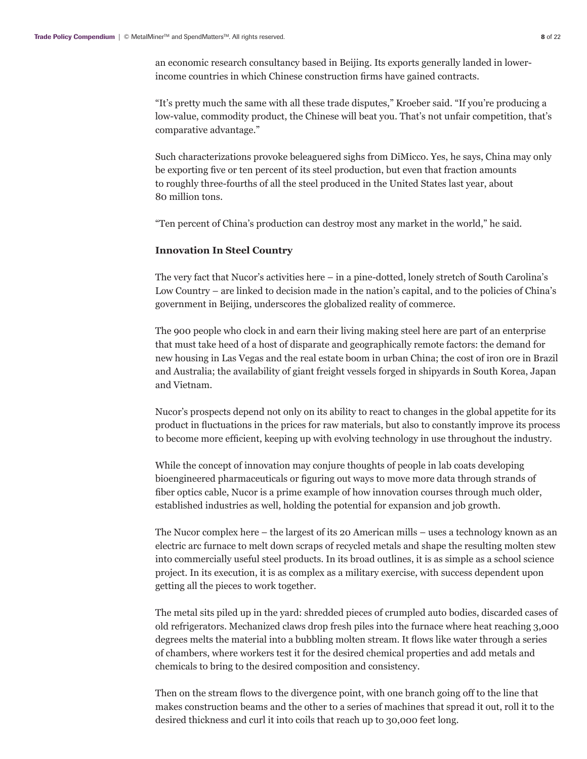an economic research consultancy based in Beijing. Its exports generally landed in lower-income countries in which Chinese construction firms have gained contracts.

"It's pretty much the same with all these trade disputes," Kroeber said. "If you're producing a low-value, commodity product, the Chinese will beat you. That's not unfair competition, that's comparative advantage."

Such characterizations provoke beleaguered sighs from DiMicco. Yes, he says, China may only be exporting five or ten percent of its steel production, but even that fraction amounts to roughly three-fourths of all the steel produced in the United States last year, about 80 million tons.

"Ten percent of China's production can destroy most any market in the world," he said.

**Innovation In Steel Country**

The very fact that Nucor's activities here – in a pine-dotted, lonely stretch of South Carolina's Low Country – are linked to decision made in the nation's capital, and to the policies of China's government in Beijing, underscores the globalized reality of commerce.

The 900 people who clock in and earn their living making steel here are part of an enterprise that must take heed of a host of disparate and geographically remote factors: the demand for new housing in Las Vegas and the real estate boom in urban China; the cost of iron ore in Brazil and Australia; the availability of giant freight vessels forged in shipyards in South Korea, Japan and Vietnam.

Nucor's prospects depend not only on its ability to react to changes in the global appetite for its product in fluctuations in the prices for raw materials, but also to constantly improve its process to become more efficient, keeping up with evolving technology in use throughout the industry.

While the concept of innovation may conjure thoughts of people in lab coats developing bioengineered pharmaceuticals or figuring out ways to move more data through strands of fiber optics cable, Nucor is a prime example of how innovation courses through much older, established industries as well, holding the potential for expansion and job growth.

The Nucor complex here – the largest of its 20 American mills – uses a technology known as an electric arc furnace to melt down scraps of recycled metals and shape the resulting molten stew into commercially useful steel products. In its broad outlines, it is as simple as a school science project. In its execution, it is as complex as a military exercise, with success dependent upon getting all the pieces to work together.

The metal sits piled up in the yard: shredded pieces of crumpled auto bodies, discarded cases of old refrigerators. Mechanized claws drop fresh piles into the furnace where heat reaching 3,000 degrees melts the material into a bubbling molten stream. It flows like water through a series of chambers, where workers test it for the desired chemical properties and add metals and chemicals to bring to the desired composition and consistency.

Then on the stream flows to the divergence point, with one branch going off to the line that makes construction beams and the other to a series of machines that spread it out, roll it to the desired thickness and curl it into coils that reach up to 30,000 feet long.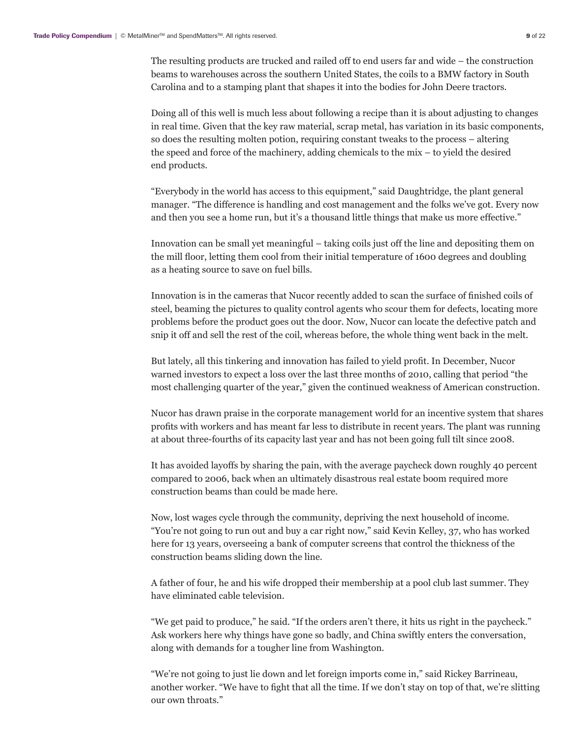The resulting products are trucked and railed off to end users far and wide – the construction beams to warehouses across the southern United States, the coils to a BMW factory in South Carolina and to a stamping plant that shapes it into the bodies for John Deere tractors.

Doing all of this well is much less about following a recipe than it is about adjusting to changes in real time. Given that the key raw material, scrap metal, has variation in its basic components, so does the resulting molten potion, requiring constant tweaks to the process – altering the speed and force of the machinery, adding chemicals to the mix – to yield the desired end products.

"Everybody in the world has access to this equipment," said Daughtridge, the plant general manager. "The difference is handling and cost management and the folks we've got. Every now and then you see a home run, but it's a thousand little things that make us more effective."

Innovation can be small yet meaningful – taking coils just off the line and depositing them on the mill floor, letting them cool from their initial temperature of 1600 degrees and doubling as a heating source to save on fuel bills.

Innovation is in the cameras that Nucor recently added to scan the surface of finished coils of steel, beaming the pictures to quality control agents who scour them for defects, locating more problems before the product goes out the door. Now, Nucor can locate the defective patch and snip it off and sell the rest of the coil, whereas before, the whole thing went back in the melt.

But lately, all this tinkering and innovation has failed to yield profit. In December, Nucor warned investors to expect a loss over the last three months of 2010, calling that period "the most challenging quarter of the year," given the continued weakness of American construction.

Nucor has drawn praise in the corporate management world for an incentive system that shares profits with workers and has meant far less to distribute in recent years. The plant was running at about three-fourths of its capacity last year and has not been going full tilt since 2008.

It has avoided layoffs by sharing the pain, with the average paycheck down roughly 40 percent compared to 2006, back when an ultimately disastrous real estate boom required more construction beams than could be made here.

Now, lost wages cycle through the community, depriving the next household of income. "You're not going to run out and buy a car right now," said Kevin Kelley, 37, who has worked here for 13 years, overseeing a bank of computer screens that control the thickness of the construction beams sliding down the line.

A father of four, he and his wife dropped their membership at a pool club last summer. They have eliminated cable television.

"We get paid to produce," he said. "If the orders aren't there, it hits us right in the paycheck." Ask workers here why things have gone so badly, and China swiftly enters the conversation, along with demands for a tougher line from Washington.

"We're not going to just lie down and let foreign imports come in," said Rickey Barrineau, another worker. "We have to fight that all the time. If we don't stay on top of that, we're slitting our own throats."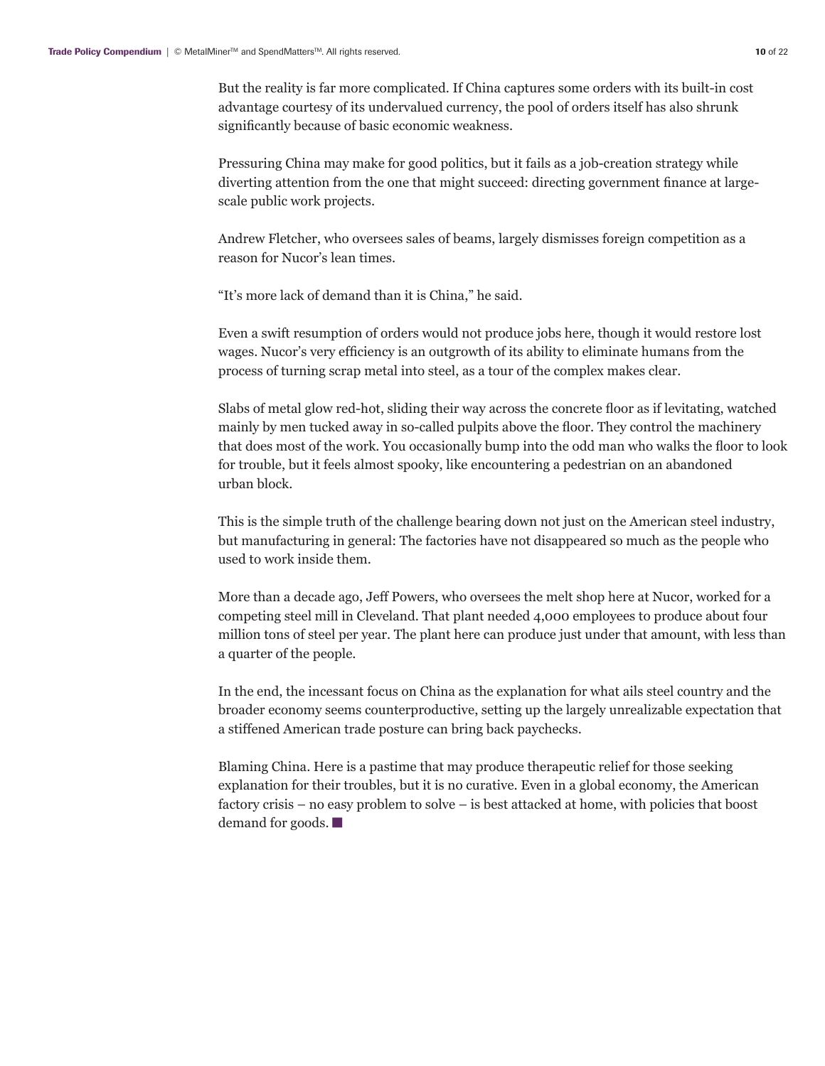But the reality is far more complicated. If China captures some orders with its built-in cost advantage courtesy of its undervalued currency, the pool of orders itself has also shrunk significantly because of basic economic weakness.

Pressuring China may make for good politics, but it fails as a job-creation strategy while diverting attention from the one that might succeed: directing government finance at large-scale public work projects.

Andrew Fletcher, who oversees sales of beams, largely dismisses foreign competition as a reason for Nucor's lean times.

"It's more lack of demand than it is China," he said.

Even a swift resumption of orders would not produce jobs here, though it would restore lost wages. Nucor's very efficiency is an outgrowth of its ability to eliminate humans from the process of turning scrap metal into steel, as a tour of the complex makes clear.

Slabs of metal glow red-hot, sliding their way across the concrete floor as if levitating, watched mainly by men tucked away in so-called pulpits above the floor. They control the machinery that does most of the work. You occasionally bump into the odd man who walks the floor to look for trouble, but it feels almost spooky, like encountering a pedestrian on an abandoned urban block.

This is the simple truth of the challenge bearing down not just on the American steel industry, but manufacturing in general: The factories have not disappeared so much as the people who used to work inside them.

More than a decade ago, Jeff Powers, who oversees the melt shop here at Nucor, worked for a competing steel mill in Cleveland. That plant needed 4,000 employees to produce about four million tons of steel per year. The plant here can produce just under that amount, with less than a quarter of the people.

In the end, the incessant focus on China as the explanation for what ails steel country and the broader economy seems counterproductive, setting up the largely unrealizable expectation that a stiffened American trade posture can bring back paychecks.

Blaming China. Here is a pastime that may produce therapeutic relief for those seeking explanation for their troubles, but it is no curative. Even in a global economy, the American factory crisis – no easy problem to solve – is best attacked at home, with policies that boost demand for goods. ■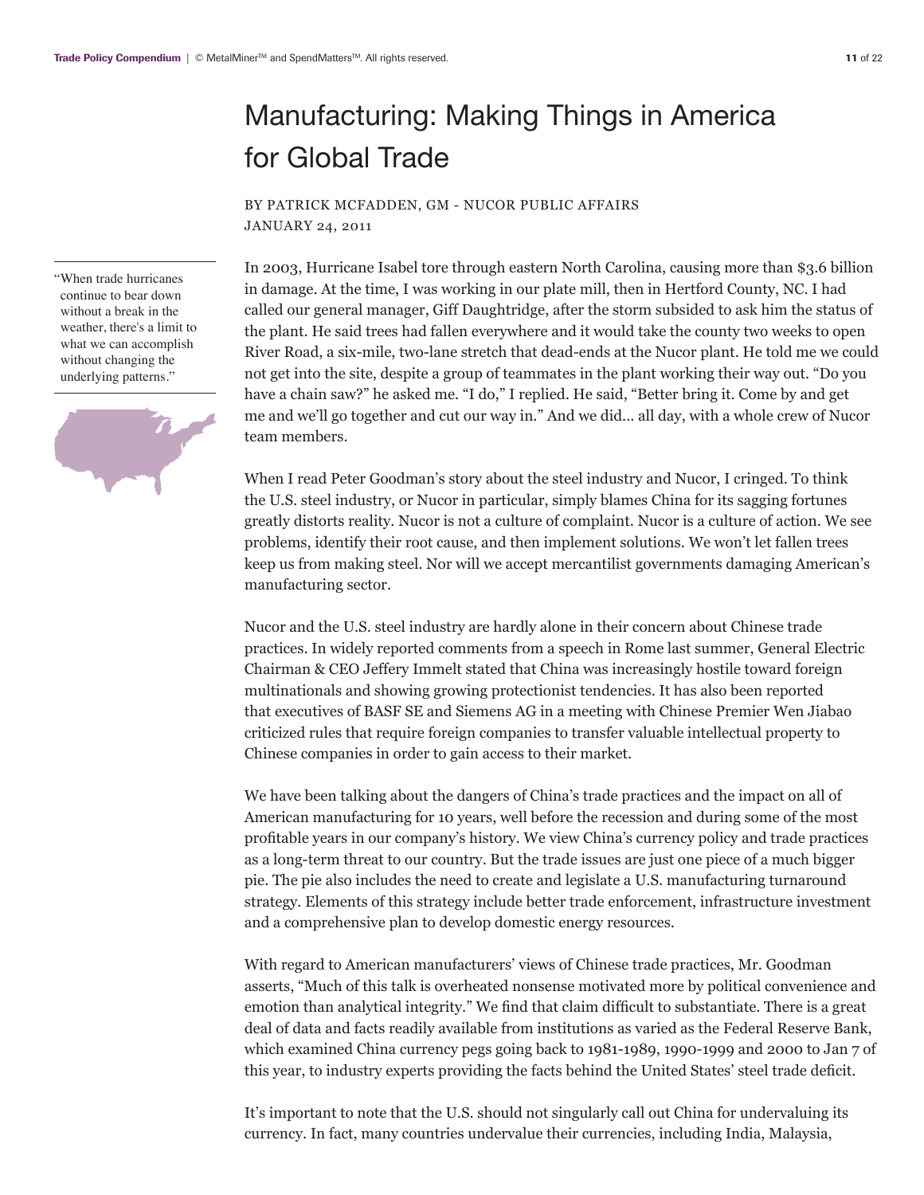# Manufacturing: Making Things in America for Global Trade

BY PATRICK MCFADDEN, GM - NUCOR PUBLIC AFFAIRS
JANUARY 24, 2011

> "When trade hurricanes continue to bear down without a break in the weather, there's a limit to what we can accomplish without changing the underlying patterns."

In 2003, Hurricane Isabel tore through eastern North Carolina, causing more than $3.6 billion in damage. At the time, I was working in our plate mill, then in Hertford County, NC. I had called our general manager, Giff Daughtridge, after the storm subsided to ask him the status of the plant. He said trees had fallen everywhere and it would take the county two weeks to open River Road, a six-mile, two-lane stretch that dead-ends at the Nucor plant. He told me we could not get into the site, despite a group of teammates in the plant working their way out. "Do you have a chain saw?" he asked me. "I do," I replied. He said, "Better bring it. Come by and get me and we'll go together and cut our way in." And we did… all day, with a whole crew of Nucor team members.

When I read Peter Goodman's story about the steel industry and Nucor, I cringed. To think the U.S. steel industry, or Nucor in particular, simply blames China for its sagging fortunes greatly distorts reality. Nucor is not a culture of complaint. Nucor is a culture of action. We see problems, identify their root cause, and then implement solutions. We won't let fallen trees keep us from making steel. Nor will we accept mercantilist governments damaging American's manufacturing sector.

Nucor and the U.S. steel industry are hardly alone in their concern about Chinese trade practices. In widely reported comments from a speech in Rome last summer, General Electric Chairman & CEO Jeffery Immelt stated that China was increasingly hostile toward foreign multinationals and showing growing protectionist tendencies. It has also been reported that executives of BASF SE and Siemens AG in a meeting with Chinese Premier Wen Jiabao criticized rules that require foreign companies to transfer valuable intellectual property to Chinese companies in order to gain access to their market.

We have been talking about the dangers of China's trade practices and the impact on all of American manufacturing for 10 years, well before the recession and during some of the most profitable years in our company's history. We view China's currency policy and trade practices as a long-term threat to our country. But the trade issues are just one piece of a much bigger pie. The pie also includes the need to create and legislate a U.S. manufacturing turnaround strategy. Elements of this strategy include better trade enforcement, infrastructure investment and a comprehensive plan to develop domestic energy resources.

With regard to American manufacturers' views of Chinese trade practices, Mr. Goodman asserts, "Much of this talk is overheated nonsense motivated more by political convenience and emotion than analytical integrity." We find that claim difficult to substantiate. There is a great deal of data and facts readily available from institutions as varied as the Federal Reserve Bank, which examined China currency pegs going back to 1981-1989, 1990-1999 and 2000 to Jan 7 of this year, to industry experts providing the facts behind the United States' steel trade deficit.

It's important to note that the U.S. should not singularly call out China for undervaluing its currency. In fact, many countries undervalue their currencies, including India, Malaysia,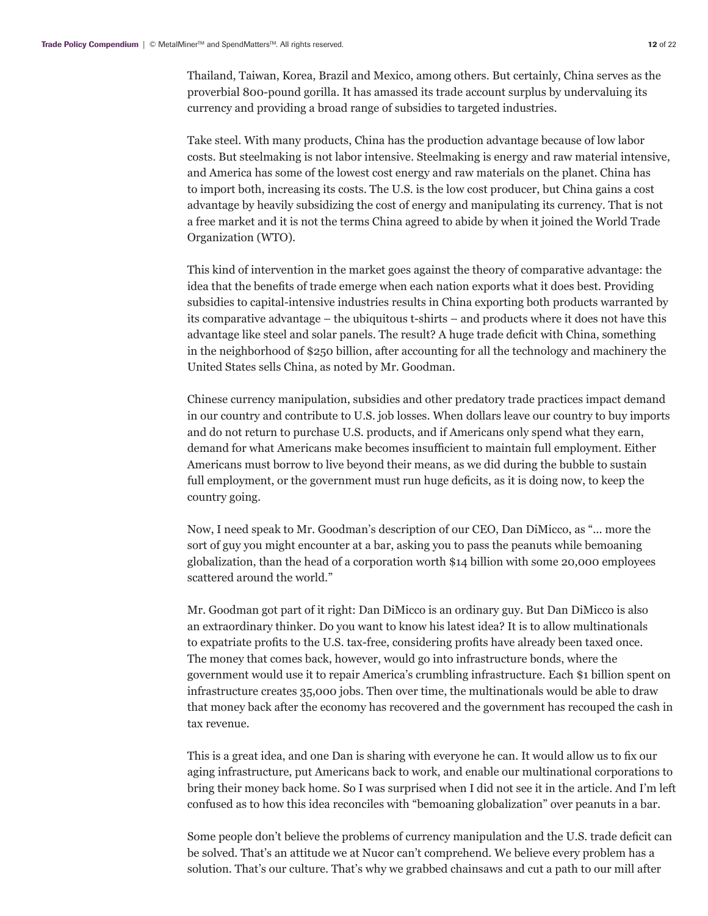Thailand, Taiwan, Korea, Brazil and Mexico, among others. But certainly, China serves as the proverbial 800-pound gorilla. It has amassed its trade account surplus by undervaluing its currency and providing a broad range of subsidies to targeted industries.

Take steel. With many products, China has the production advantage because of low labor costs. But steelmaking is not labor intensive. Steelmaking is energy and raw material intensive, and America has some of the lowest cost energy and raw materials on the planet. China has to import both, increasing its costs. The U.S. is the low cost producer, but China gains a cost advantage by heavily subsidizing the cost of energy and manipulating its currency. That is not a free market and it is not the terms China agreed to abide by when it joined the World Trade Organization (WTO).

This kind of intervention in the market goes against the theory of comparative advantage: the idea that the benefits of trade emerge when each nation exports what it does best. Providing subsidies to capital-intensive industries results in China exporting both products warranted by its comparative advantage – the ubiquitous t-shirts – and products where it does not have this advantage like steel and solar panels. The result? A huge trade deficit with China, something in the neighborhood of $250 billion, after accounting for all the technology and machinery the United States sells China, as noted by Mr. Goodman.

Chinese currency manipulation, subsidies and other predatory trade practices impact demand in our country and contribute to U.S. job losses. When dollars leave our country to buy imports and do not return to purchase U.S. products, and if Americans only spend what they earn, demand for what Americans make becomes insufficient to maintain full employment. Either Americans must borrow to live beyond their means, as we did during the bubble to sustain full employment, or the government must run huge deficits, as it is doing now, to keep the country going.

Now, I need speak to Mr. Goodman's description of our CEO, Dan DiMicco, as "… more the sort of guy you might encounter at a bar, asking you to pass the peanuts while bemoaning globalization, than the head of a corporation worth $14 billion with some 20,000 employees scattered around the world."

Mr. Goodman got part of it right: Dan DiMicco is an ordinary guy. But Dan DiMicco is also an extraordinary thinker. Do you want to know his latest idea? It is to allow multinationals to expatriate profits to the U.S. tax-free, considering profits have already been taxed once. The money that comes back, however, would go into infrastructure bonds, where the government would use it to repair America's crumbling infrastructure. Each $1 billion spent on infrastructure creates 35,000 jobs. Then over time, the multinationals would be able to draw that money back after the economy has recovered and the government has recouped the cash in tax revenue.

This is a great idea, and one Dan is sharing with everyone he can. It would allow us to fix our aging infrastructure, put Americans back to work, and enable our multinational corporations to bring their money back home. So I was surprised when I did not see it in the article. And I'm left confused as to how this idea reconciles with "bemoaning globalization" over peanuts in a bar.

Some people don't believe the problems of currency manipulation and the U.S. trade deficit can be solved. That's an attitude we at Nucor can't comprehend. We believe every problem has a solution. That's our culture. That's why we grabbed chainsaws and cut a path to our mill after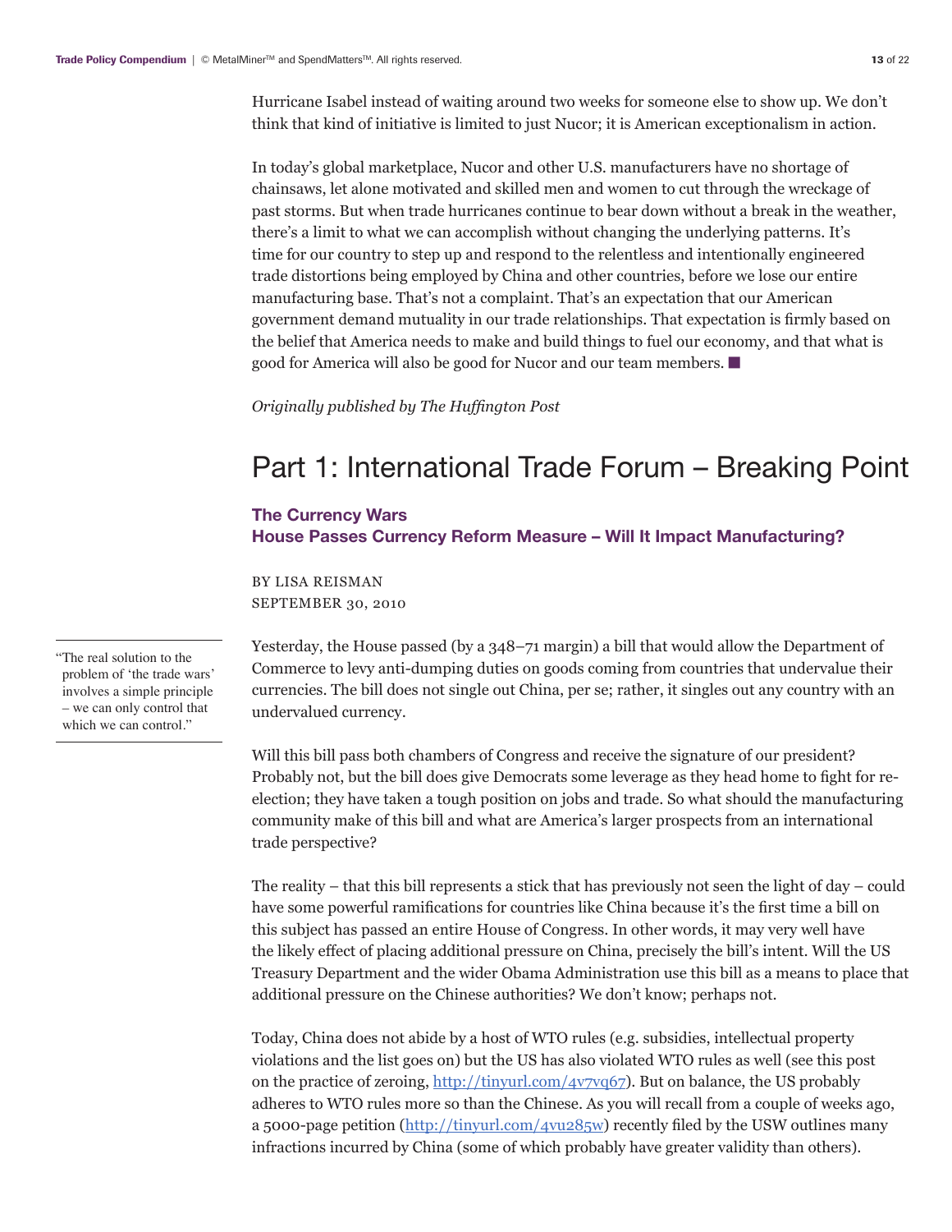Hurricane Isabel instead of waiting around two weeks for someone else to show up. We don't think that kind of initiative is limited to just Nucor; it is American exceptionalism in action.

In today's global marketplace, Nucor and other U.S. manufacturers have no shortage of chainsaws, let alone motivated and skilled men and women to cut through the wreckage of past storms. But when trade hurricanes continue to bear down without a break in the weather, there's a limit to what we can accomplish without changing the underlying patterns. It's time for our country to step up and respond to the relentless and intentionally engineered trade distortions being employed by China and other countries, before we lose our entire manufacturing base. That's not a complaint. That's an expectation that our American government demand mutuality in our trade relationships. That expectation is firmly based on the belief that America needs to make and build things to fuel our economy, and that what is good for America will also be good for Nucor and our team members. ■

*Originally published by The Huffington Post*

# Part 1: International Trade Forum – Breaking Point

## The Currency Wars
## House Passes Currency Reform Measure – Will It Impact Manufacturing?

BY LISA REISMAN
SEPTEMBER 30, 2010

> "The real solution to the problem of 'the trade wars' involves a simple principle – we can only control that which we can control."

Yesterday, the House passed (by a 348–71 margin) a bill that would allow the Department of Commerce to levy anti-dumping duties on goods coming from countries that undervalue their currencies. The bill does not single out China, per se; rather, it singles out any country with an undervalued currency.

Will this bill pass both chambers of Congress and receive the signature of our president? Probably not, but the bill does give Democrats some leverage as they head home to fight for re-election; they have taken a tough position on jobs and trade. So what should the manufacturing community make of this bill and what are America's larger prospects from an international trade perspective?

The reality – that this bill represents a stick that has previously not seen the light of day – could have some powerful ramifications for countries like China because it's the first time a bill on this subject has passed an entire House of Congress. In other words, it may very well have the likely effect of placing additional pressure on China, precisely the bill's intent. Will the US Treasury Department and the wider Obama Administration use this bill as a means to place that additional pressure on the Chinese authorities? We don't know; perhaps not.

Today, China does not abide by a host of WTO rules (e.g. subsidies, intellectual property violations and the list goes on) but the US has also violated WTO rules as well (see this post on the practice of zeroing, http://tinyurl.com/4v7vq67). But on balance, the US probably adheres to WTO rules more so than the Chinese. As you will recall from a couple of weeks ago, a 5000-page petition (http://tinyurl.com/4vu285w) recently filed by the USW outlines many infractions incurred by China (some of which probably have greater validity than others).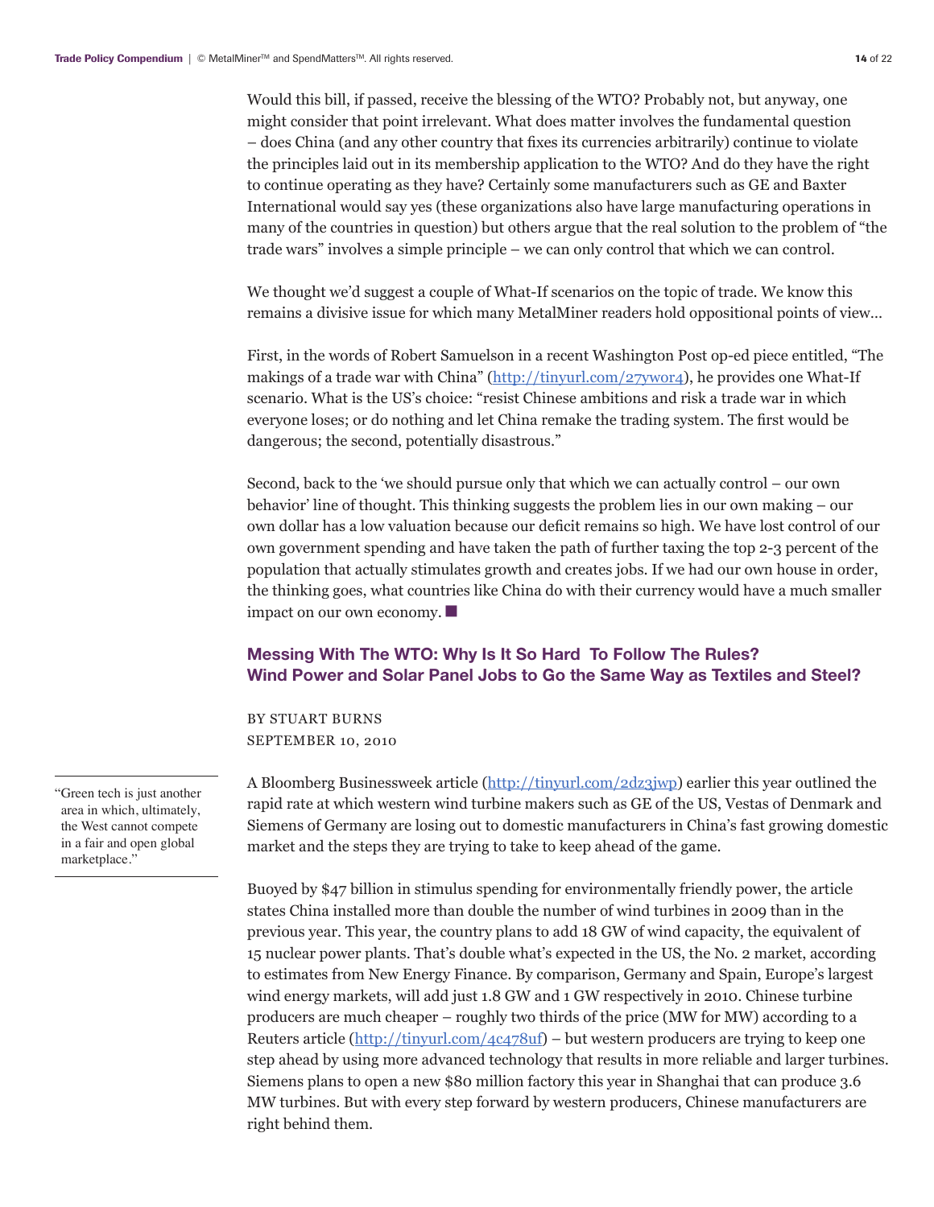Would this bill, if passed, receive the blessing of the WTO? Probably not, but anyway, one might consider that point irrelevant. What does matter involves the fundamental question – does China (and any other country that fixes its currencies arbitrarily) continue to violate the principles laid out in its membership application to the WTO? And do they have the right to continue operating as they have? Certainly some manufacturers such as GE and Baxter International would say yes (these organizations also have large manufacturing operations in many of the countries in question) but others argue that the real solution to the problem of "the trade wars" involves a simple principle – we can only control that which we can control.

We thought we'd suggest a couple of What-If scenarios on the topic of trade. We know this remains a divisive issue for which many MetalMiner readers hold oppositional points of view…

First, in the words of Robert Samuelson in a recent Washington Post op-ed piece entitled, "The makings of a trade war with China" (http://tinyurl.com/27ywor4), he provides one What-If scenario. What is the US's choice: "resist Chinese ambitions and risk a trade war in which everyone loses; or do nothing and let China remake the trading system. The first would be dangerous; the second, potentially disastrous."

Second, back to the 'we should pursue only that which we can actually control – our own behavior' line of thought. This thinking suggests the problem lies in our own making – our own dollar has a low valuation because our deficit remains so high. We have lost control of our own government spending and have taken the path of further taxing the top 2-3 percent of the population that actually stimulates growth and creates jobs. If we had our own house in order, the thinking goes, what countries like China do with their currency would have a much smaller impact on our own economy. ■

## Messing With The WTO: Why Is It So Hard To Follow The Rules? Wind Power and Solar Panel Jobs to Go the Same Way as Textiles and Steel?

BY STUART BURNS
SEPTEMBER 10, 2010

> "Green tech is just another area in which, ultimately, the West cannot compete in a fair and open global marketplace."

A Bloomberg Businessweek article (http://tinyurl.com/2dz3jwp) earlier this year outlined the rapid rate at which western wind turbine makers such as GE of the US, Vestas of Denmark and Siemens of Germany are losing out to domestic manufacturers in China's fast growing domestic market and the steps they are trying to take to keep ahead of the game.

Buoyed by $47 billion in stimulus spending for environmentally friendly power, the article states China installed more than double the number of wind turbines in 2009 than in the previous year. This year, the country plans to add 18 GW of wind capacity, the equivalent of 15 nuclear power plants. That's double what's expected in the US, the No. 2 market, according to estimates from New Energy Finance. By comparison, Germany and Spain, Europe's largest wind energy markets, will add just 1.8 GW and 1 GW respectively in 2010. Chinese turbine producers are much cheaper – roughly two thirds of the price (MW for MW) according to a Reuters article (http://tinyurl.com/4c478uf) – but western producers are trying to keep one step ahead by using more advanced technology that results in more reliable and larger turbines. Siemens plans to open a new $80 million factory this year in Shanghai that can produce 3.6 MW turbines. But with every step forward by western producers, Chinese manufacturers are right behind them.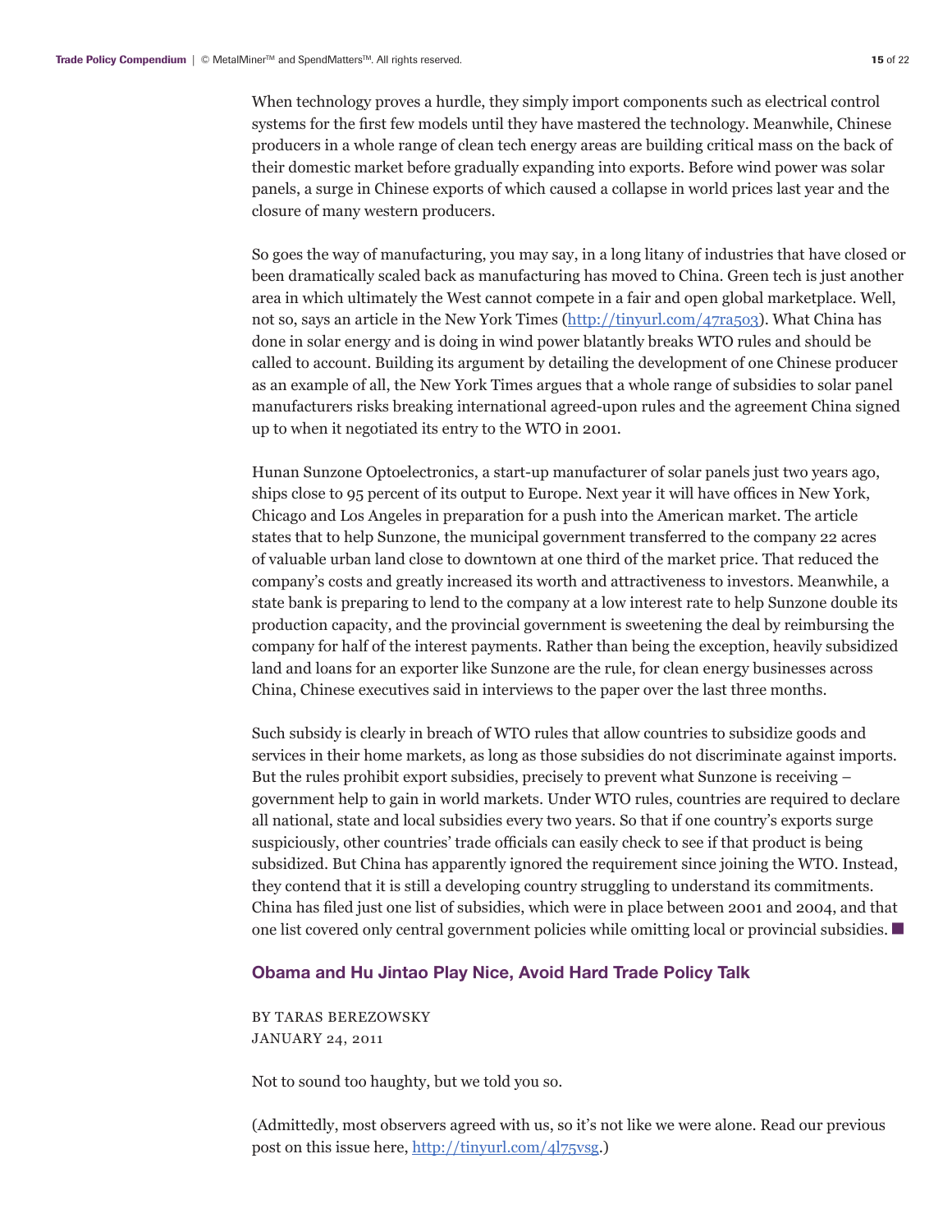When technology proves a hurdle, they simply import components such as electrical control systems for the first few models until they have mastered the technology. Meanwhile, Chinese producers in a whole range of clean tech energy areas are building critical mass on the back of their domestic market before gradually expanding into exports. Before wind power was solar panels, a surge in Chinese exports of which caused a collapse in world prices last year and the closure of many western producers.

So goes the way of manufacturing, you may say, in a long litany of industries that have closed or been dramatically scaled back as manufacturing has moved to China. Green tech is just another area in which ultimately the West cannot compete in a fair and open global marketplace. Well, not so, says an article in the New York Times (http://tinyurl.com/47ra503). What China has done in solar energy and is doing in wind power blatantly breaks WTO rules and should be called to account. Building its argument by detailing the development of one Chinese producer as an example of all, the New York Times argues that a whole range of subsidies to solar panel manufacturers risks breaking international agreed-upon rules and the agreement China signed up to when it negotiated its entry to the WTO in 2001.

Hunan Sunzone Optoelectronics, a start-up manufacturer of solar panels just two years ago, ships close to 95 percent of its output to Europe. Next year it will have offices in New York, Chicago and Los Angeles in preparation for a push into the American market. The article states that to help Sunzone, the municipal government transferred to the company 22 acres of valuable urban land close to downtown at one third of the market price. That reduced the company's costs and greatly increased its worth and attractiveness to investors. Meanwhile, a state bank is preparing to lend to the company at a low interest rate to help Sunzone double its production capacity, and the provincial government is sweetening the deal by reimbursing the company for half of the interest payments. Rather than being the exception, heavily subsidized land and loans for an exporter like Sunzone are the rule, for clean energy businesses across China, Chinese executives said in interviews to the paper over the last three months.

Such subsidy is clearly in breach of WTO rules that allow countries to subsidize goods and services in their home markets, as long as those subsidies do not discriminate against imports. But the rules prohibit export subsidies, precisely to prevent what Sunzone is receiving – government help to gain in world markets. Under WTO rules, countries are required to declare all national, state and local subsidies every two years. So that if one country's exports surge suspiciously, other countries' trade officials can easily check to see if that product is being subsidized. But China has apparently ignored the requirement since joining the WTO. Instead, they contend that it is still a developing country struggling to understand its commitments. China has filed just one list of subsidies, which were in place between 2001 and 2004, and that one list covered only central government policies while omitting local or provincial subsidies. ■

## Obama and Hu Jintao Play Nice, Avoid Hard Trade Policy Talk

BY TARAS BEREZOWSKY
JANUARY 24, 2011

Not to sound too haughty, but we told you so.

(Admittedly, most observers agreed with us, so it's not like we were alone. Read our previous post on this issue here, http://tinyurl.com/4l75vsg.)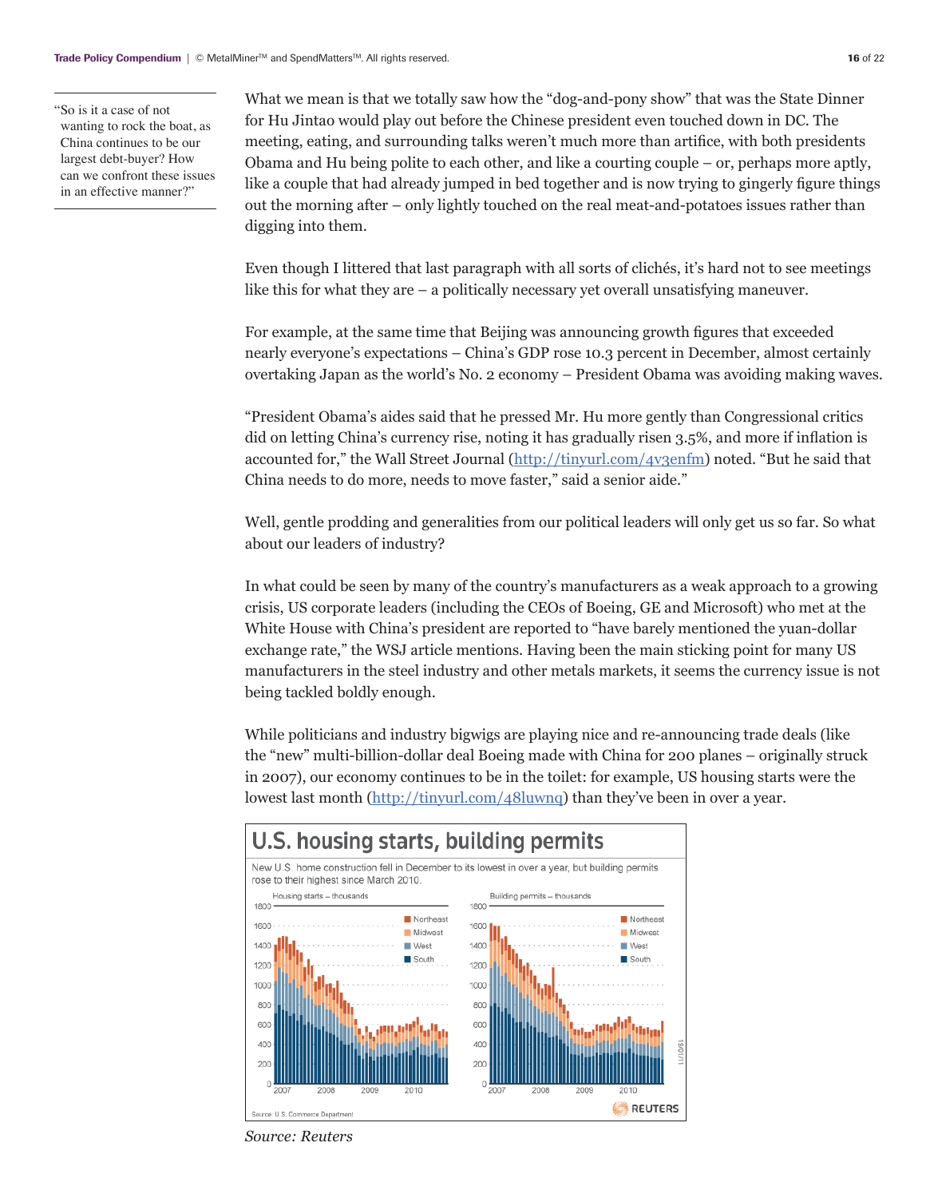> "So is it a case of not wanting to rock the boat, as China continues to be our largest debt-buyer? How can we confront these issues in an effective manner?"

What we mean is that we totally saw how the "dog-and-pony show" that was the State Dinner for Hu Jintao would play out before the Chinese president even touched down in DC. The meeting, eating, and surrounding talks weren't much more than artifice, with both presidents Obama and Hu being polite to each other, and like a courting couple – or, perhaps more aptly, like a couple that had already jumped in bed together and is now trying to gingerly figure things out the morning after – only lightly touched on the real meat-and-potatoes issues rather than digging into them.

Even though I littered that last paragraph with all sorts of clichés, it's hard not to see meetings like this for what they are – a politically necessary yet overall unsatisfying maneuver.

For example, at the same time that Beijing was announcing growth figures that exceeded nearly everyone's expectations – China's GDP rose 10.3 percent in December, almost certainly overtaking Japan as the world's No. 2 economy – President Obama was avoiding making waves.

"President Obama's aides said that he pressed Mr. Hu more gently than Congressional critics did on letting China's currency rise, noting it has gradually risen 3.5%, and more if inflation is accounted for," the Wall Street Journal (http://tinyurl.com/4v3enfm) noted. "But he said that China needs to do more, needs to move faster," said a senior aide."

Well, gentle prodding and generalities from our political leaders will only get us so far. So what about our leaders of industry?

In what could be seen by many of the country's manufacturers as a weak approach to a growing crisis, US corporate leaders (including the CEOs of Boeing, GE and Microsoft) who met at the White House with China's president are reported to "have barely mentioned the yuan-dollar exchange rate," the WSJ article mentions. Having been the main sticking point for many US manufacturers in the steel industry and other metals markets, it seems the currency issue is not being tackled boldly enough.

While politicians and industry bigwigs are playing nice and re-announcing trade deals (like the "new" multi-billion-dollar deal Boeing made with China for 200 planes – originally struck in 2007), our economy continues to be in the toilet: for example, US housing starts were the lowest last month (http://tinyurl.com/48luwnq) than they've been in over a year.

U.S. housing starts, building permits

New U.S. home construction fell in December to its lowest in over a year, but building permits rose to their highest since March 2010.

Housing starts – thousands

1800
1600
1400
1200
1000
800
600
400
200
0

2007 2008 2009 2010

Northeast
Midwest
West
South

Building permits – thousands

1800
1600
1400
1200
1000
800
600
400
200
0

2007 2008 2009 2010

Northeast
Midwest
West
South

19/01/11

Source: U.S. Commerce Department

REUTERS

*Source: Reuters*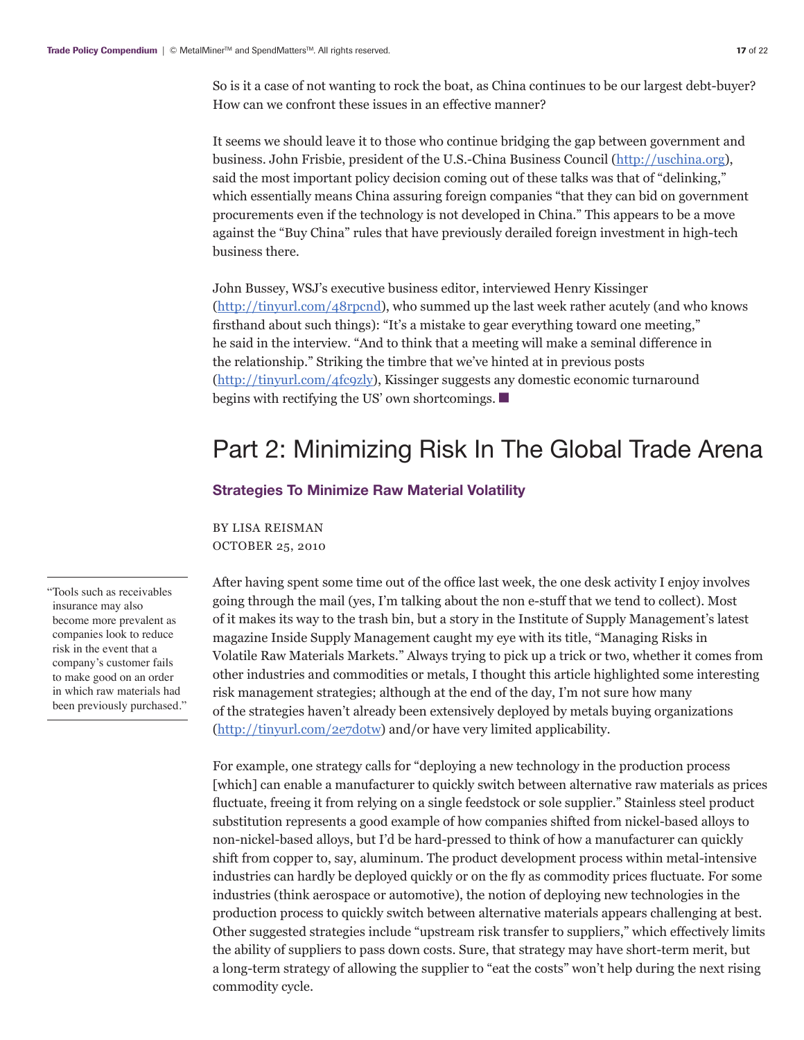So is it a case of not wanting to rock the boat, as China continues to be our largest debt-buyer? How can we confront these issues in an effective manner?

It seems we should leave it to those who continue bridging the gap between government and business. John Frisbie, president of the U.S.-China Business Council (http://uschina.org), said the most important policy decision coming out of these talks was that of "delinking," which essentially means China assuring foreign companies "that they can bid on government procurements even if the technology is not developed in China." This appears to be a move against the "Buy China" rules that have previously derailed foreign investment in high-tech business there.

John Bussey, WSJ's executive business editor, interviewed Henry Kissinger (http://tinyurl.com/48rpcnd), who summed up the last week rather acutely (and who knows firsthand about such things): "It's a mistake to gear everything toward one meeting," he said in the interview. "And to think that a meeting will make a seminal difference in the relationship." Striking the timbre that we've hinted at in previous posts (http://tinyurl.com/4fc9zly), Kissinger suggests any domestic economic turnaround begins with rectifying the US' own shortcomings. ■

# Part 2: Minimizing Risk In The Global Trade Arena

### Strategies To Minimize Raw Material Volatility

BY LISA REISMAN
OCTOBER 25, 2010

> "Tools such as receivables insurance may also become more prevalent as companies look to reduce risk in the event that a company's customer fails to make good on an order in which raw materials had been previously purchased."

After having spent some time out of the office last week, the one desk activity I enjoy involves going through the mail (yes, I'm talking about the non e-stuff that we tend to collect). Most of it makes its way to the trash bin, but a story in the Institute of Supply Management's latest magazine Inside Supply Management caught my eye with its title, "Managing Risks in Volatile Raw Materials Markets." Always trying to pick up a trick or two, whether it comes from other industries and commodities or metals, I thought this article highlighted some interesting risk management strategies; although at the end of the day, I'm not sure how many of the strategies haven't already been extensively deployed by metals buying organizations (http://tinyurl.com/2e7dotw) and/or have very limited applicability.

For example, one strategy calls for "deploying a new technology in the production process [which] can enable a manufacturer to quickly switch between alternative raw materials as prices fluctuate, freeing it from relying on a single feedstock or sole supplier." Stainless steel product substitution represents a good example of how companies shifted from nickel-based alloys to non-nickel-based alloys, but I'd be hard-pressed to think of how a manufacturer can quickly shift from copper to, say, aluminum. The product development process within metal-intensive industries can hardly be deployed quickly or on the fly as commodity prices fluctuate. For some industries (think aerospace or automotive), the notion of deploying new technologies in the production process to quickly switch between alternative materials appears challenging at best. Other suggested strategies include "upstream risk transfer to suppliers," which effectively limits the ability of suppliers to pass down costs. Sure, that strategy may have short-term merit, but a long-term strategy of allowing the supplier to "eat the costs" won't help during the next rising commodity cycle.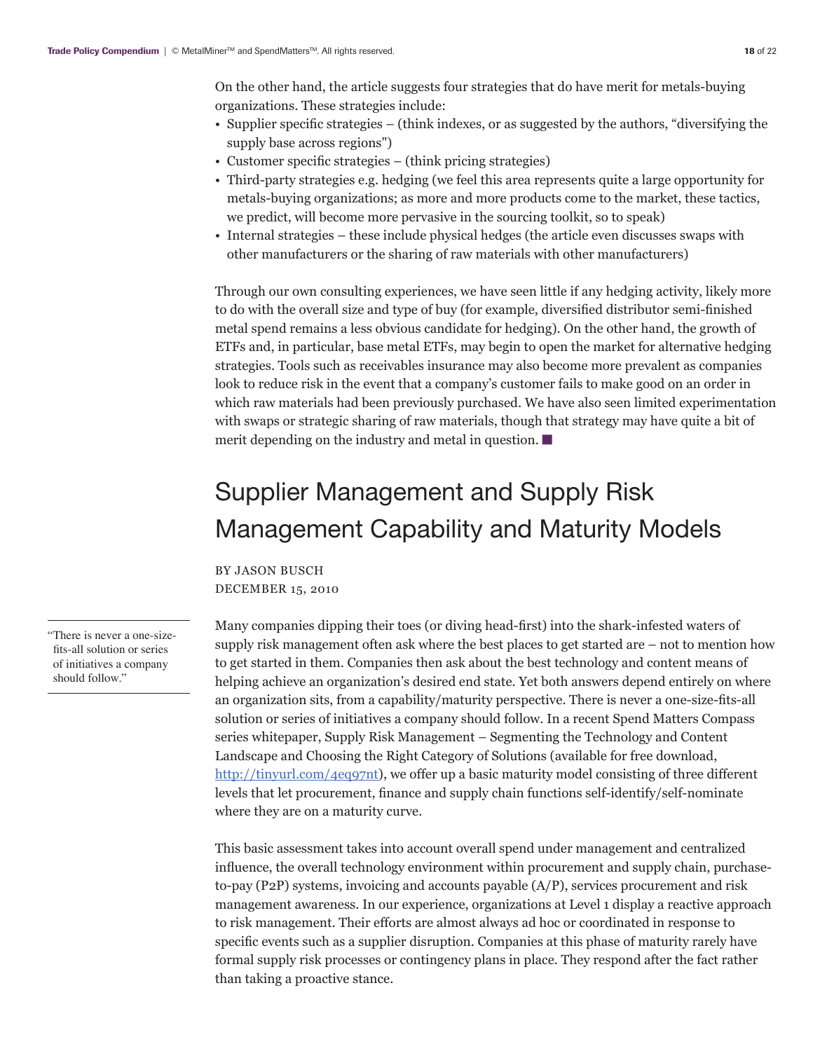On the other hand, the article suggests four strategies that do have merit for metals-buying organizations. These strategies include:

- Supplier specific strategies – (think indexes, or as suggested by the authors, "diversifying the supply base across regions")
- Customer specific strategies – (think pricing strategies)
- Third-party strategies e.g. hedging (we feel this area represents quite a large opportunity for metals-buying organizations; as more and more products come to the market, these tactics, we predict, will become more pervasive in the sourcing toolkit, so to speak)
- Internal strategies – these include physical hedges (the article even discusses swaps with other manufacturers or the sharing of raw materials with other manufacturers)

Through our own consulting experiences, we have seen little if any hedging activity, likely more to do with the overall size and type of buy (for example, diversified distributor semi-finished metal spend remains a less obvious candidate for hedging). On the other hand, the growth of ETFs and, in particular, base metal ETFs, may begin to open the market for alternative hedging strategies. Tools such as receivables insurance may also become more prevalent as companies look to reduce risk in the event that a company's customer fails to make good on an order in which raw materials had been previously purchased. We have also seen limited experimentation with swaps or strategic sharing of raw materials, though that strategy may have quite a bit of merit depending on the industry and metal in question. ■

# Supplier Management and Supply Risk Management Capability and Maturity Models

BY JASON BUSCH
DECEMBER 15, 2010

> "There is never a one-size-fits-all solution or series of initiatives a company should follow."

Many companies dipping their toes (or diving head-first) into the shark-infested waters of supply risk management often ask where the best places to get started are – not to mention how to get started in them. Companies then ask about the best technology and content means of helping achieve an organization's desired end state. Yet both answers depend entirely on where an organization sits, from a capability/maturity perspective. There is never a one-size-fits-all solution or series of initiatives a company should follow. In a recent Spend Matters Compass series whitepaper, Supply Risk Management – Segmenting the Technology and Content Landscape and Choosing the Right Category of Solutions (available for free download, http://tinyurl.com/4eq97nt), we offer up a basic maturity model consisting of three different levels that let procurement, finance and supply chain functions self-identify/self-nominate where they are on a maturity curve.

This basic assessment takes into account overall spend under management and centralized influence, the overall technology environment within procurement and supply chain, purchase-to-pay (P2P) systems, invoicing and accounts payable (A/P), services procurement and risk management awareness. In our experience, organizations at Level 1 display a reactive approach to risk management. Their efforts are almost always ad hoc or coordinated in response to specific events such as a supplier disruption. Companies at this phase of maturity rarely have formal supply risk processes or contingency plans in place. They respond after the fact rather than taking a proactive stance.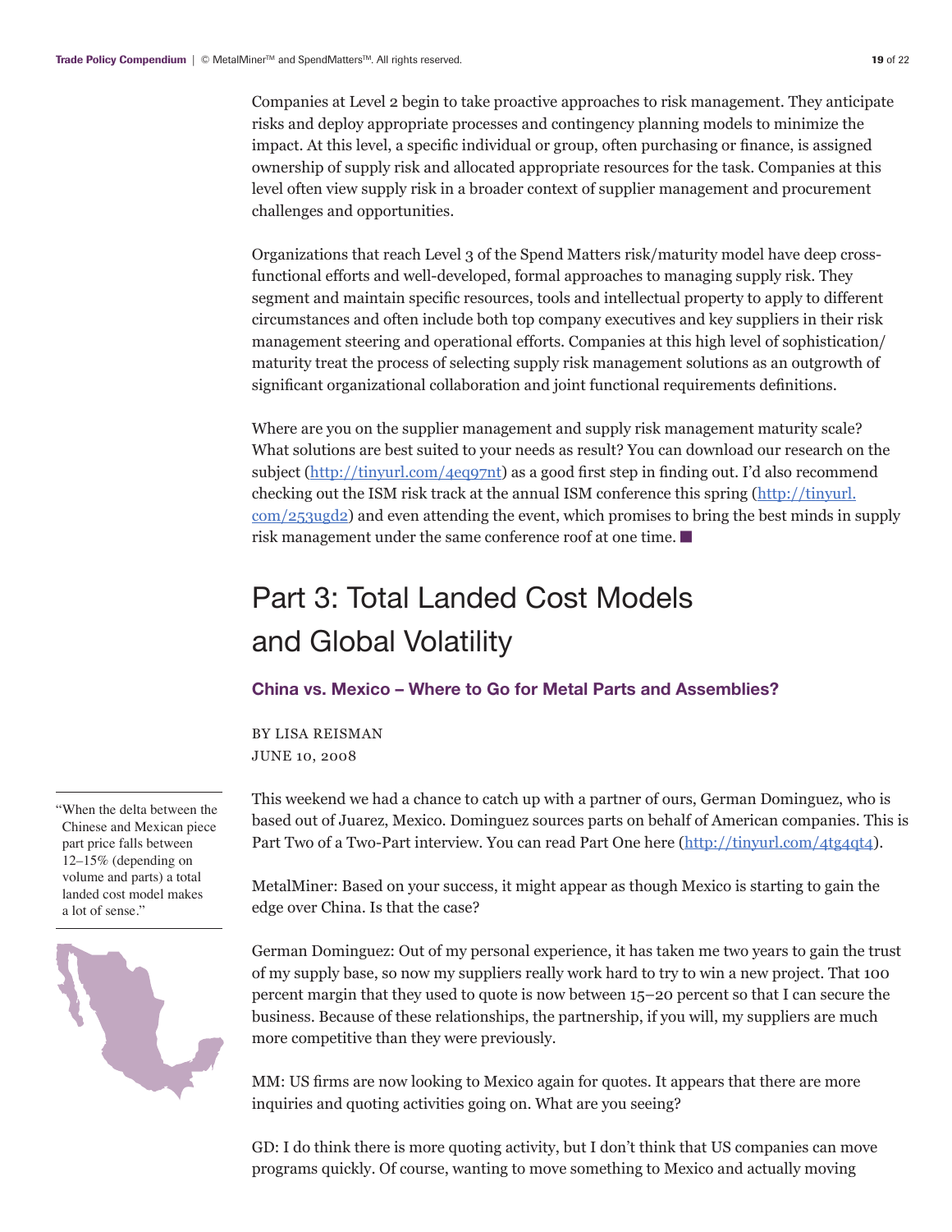Companies at Level 2 begin to take proactive approaches to risk management. They anticipate risks and deploy appropriate processes and contingency planning models to minimize the impact. At this level, a specific individual or group, often purchasing or finance, is assigned ownership of supply risk and allocated appropriate resources for the task. Companies at this level often view supply risk in a broader context of supplier management and procurement challenges and opportunities.

Organizations that reach Level 3 of the Spend Matters risk/maturity model have deep cross-functional efforts and well-developed, formal approaches to managing supply risk. They segment and maintain specific resources, tools and intellectual property to apply to different circumstances and often include both top company executives and key suppliers in their risk management steering and operational efforts. Companies at this high level of sophistication/maturity treat the process of selecting supply risk management solutions as an outgrowth of significant organizational collaboration and joint functional requirements definitions.

Where are you on the supplier management and supply risk management maturity scale? What solutions are best suited to your needs as result? You can download our research on the subject (http://tinyurl.com/4eq97nt) as a good first step in finding out. I'd also recommend checking out the ISM risk track at the annual ISM conference this spring (http://tinyurl.com/253ugd2) and even attending the event, which promises to bring the best minds in supply risk management under the same conference roof at one time. ■

# Part 3: Total Landed Cost Models and Global Volatility

## China vs. Mexico – Where to Go for Metal Parts and Assemblies?

BY LISA REISMAN
JUNE 10, 2008

"When the delta between the Chinese and Mexican piece part price falls between 12–15% (depending on volume and parts) a total landed cost model makes a lot of sense."

This weekend we had a chance to catch up with a partner of ours, German Dominguez, who is based out of Juarez, Mexico. Dominguez sources parts on behalf of American companies. This is Part Two of a Two-Part interview. You can read Part One here (http://tinyurl.com/4tg4qt4).

MetalMiner: Based on your success, it might appear as though Mexico is starting to gain the edge over China. Is that the case?

German Dominguez: Out of my personal experience, it has taken me two years to gain the trust of my supply base, so now my suppliers really work hard to try to win a new project. That 100 percent margin that they used to quote is now between 15–20 percent so that I can secure the business. Because of these relationships, the partnership, if you will, my suppliers are much more competitive than they were previously.

MM: US firms are now looking to Mexico again for quotes. It appears that there are more inquiries and quoting activities going on. What are you seeing?

GD: I do think there is more quoting activity, but I don't think that US companies can move programs quickly. Of course, wanting to move something to Mexico and actually moving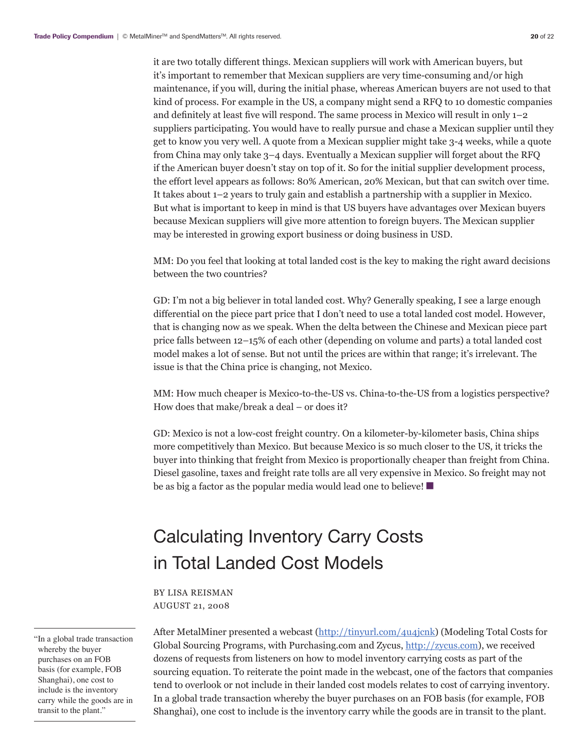it are two totally different things. Mexican suppliers will work with American buyers, but it's important to remember that Mexican suppliers are very time-consuming and/or high maintenance, if you will, during the initial phase, whereas American buyers are not used to that kind of process. For example in the US, a company might send a RFQ to 10 domestic companies and definitely at least five will respond. The same process in Mexico will result in only 1–2 suppliers participating. You would have to really pursue and chase a Mexican supplier until they get to know you very well. A quote from a Mexican supplier might take 3-4 weeks, while a quote from China may only take 3–4 days. Eventually a Mexican supplier will forget about the RFQ if the American buyer doesn't stay on top of it. So for the initial supplier development process, the effort level appears as follows: 80% American, 20% Mexican, but that can switch over time. It takes about 1–2 years to truly gain and establish a partnership with a supplier in Mexico. But what is important to keep in mind is that US buyers have advantages over Mexican buyers because Mexican suppliers will give more attention to foreign buyers. The Mexican supplier may be interested in growing export business or doing business in USD.

MM: Do you feel that looking at total landed cost is the key to making the right award decisions between the two countries?

GD: I'm not a big believer in total landed cost. Why? Generally speaking, I see a large enough differential on the piece part price that I don't need to use a total landed cost model. However, that is changing now as we speak. When the delta between the Chinese and Mexican piece part price falls between 12–15% of each other (depending on volume and parts) a total landed cost model makes a lot of sense. But not until the prices are within that range; it's irrelevant. The issue is that the China price is changing, not Mexico.

MM: How much cheaper is Mexico-to-the-US vs. China-to-the-US from a logistics perspective? How does that make/break a deal – or does it?

GD: Mexico is not a low-cost freight country. On a kilometer-by-kilometer basis, China ships more competitively than Mexico. But because Mexico is so much closer to the US, it tricks the buyer into thinking that freight from Mexico is proportionally cheaper than freight from China. Diesel gasoline, taxes and freight rate tolls are all very expensive in Mexico. So freight may not be as big a factor as the popular media would lead one to believe! ■

## Calculating Inventory Carry Costs in Total Landed Cost Models

BY LISA REISMAN
AUGUST 21, 2008

> "In a global trade transaction whereby the buyer purchases on an FOB basis (for example, FOB Shanghai), one cost to include is the inventory carry while the goods are in transit to the plant."

After MetalMiner presented a webcast (http://tinyurl.com/4u4jcnk) (Modeling Total Costs for Global Sourcing Programs, with Purchasing.com and Zycus, http://zycus.com), we received dozens of requests from listeners on how to model inventory carrying costs as part of the sourcing equation. To reiterate the point made in the webcast, one of the factors that companies tend to overlook or not include in their landed cost models relates to cost of carrying inventory. In a global trade transaction whereby the buyer purchases on an FOB basis (for example, FOB Shanghai), one cost to include is the inventory carry while the goods are in transit to the plant.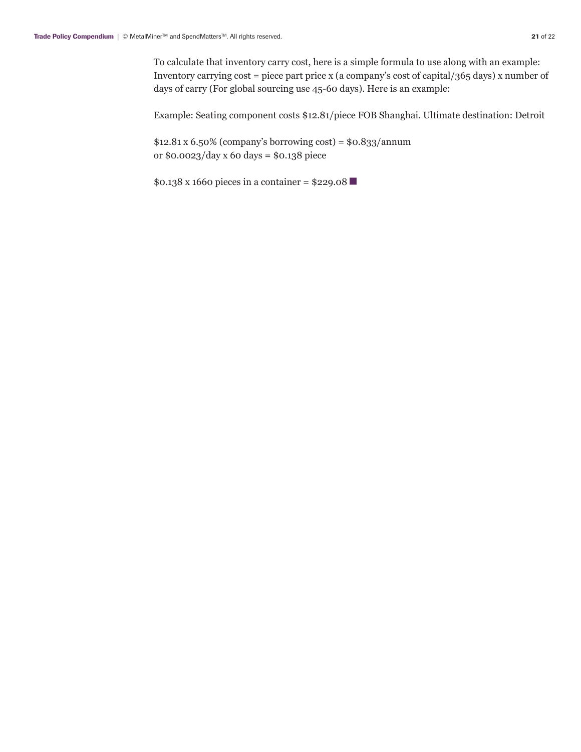To calculate that inventory carry cost, here is a simple formula to use along with an example: Inventory carrying cost = piece part price x (a company's cost of capital/365 days) x number of days of carry (For global sourcing use 45-60 days). Here is an example:

Example: Seating component costs $12.81/piece FOB Shanghai. Ultimate destination: Detroit

$12.81 x 6.50% (company's borrowing cost) = $0.833/annum
or $0.0023/day x 60 days = $0.138 piece

$0.138 x 1660 pieces in a container = $229.08 ■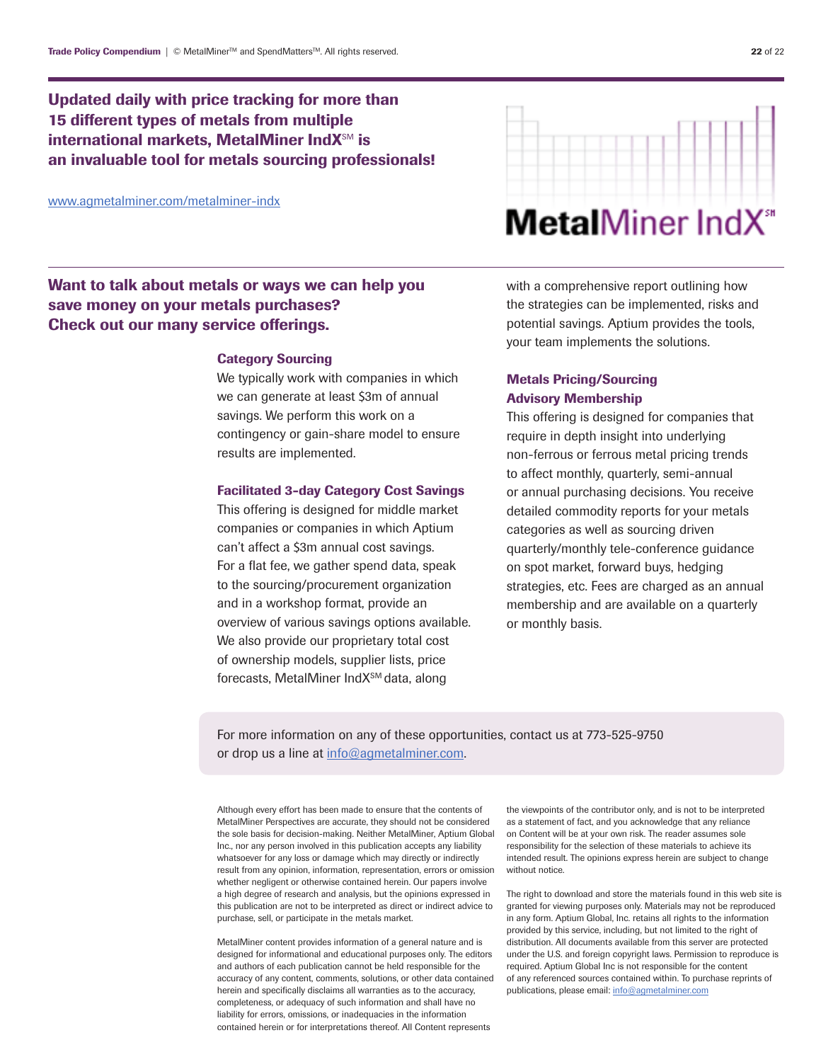## Updated daily with price tracking for more than 15 different types of metals from multiple international markets, MetalMiner IndX℠ is an invaluable tool for metals sourcing professionals!

www.agmetalminer.com/metalminer-indx

MetalMiner IndX℠

## Want to talk about metals or ways we can help you save money on your metals purchases? Check out our many service offerings.

### Category Sourcing

We typically work with companies in which we can generate at least $3m of annual savings. We perform this work on a contingency or gain-share model to ensure results are implemented.

### Facilitated 3-day Category Cost Savings

This offering is designed for middle market companies or companies in which Aptium can't affect a $3m annual cost savings. For a flat fee, we gather spend data, speak to the sourcing/procurement organization and in a workshop format, provide an overview of various savings options available. We also provide our proprietary total cost of ownership models, supplier lists, price forecasts, MetalMiner IndX℠ data, along with a comprehensive report outlining how the strategies can be implemented, risks and potential savings. Aptium provides the tools, your team implements the solutions.

### Metals Pricing/Sourcing Advisory Membership

This offering is designed for companies that require in depth insight into underlying non-ferrous or ferrous metal pricing trends to affect monthly, quarterly, semi-annual or annual purchasing decisions. You receive detailed commodity reports for your metals categories as well as sourcing driven quarterly/monthly tele-conference guidance on spot market, forward buys, hedging strategies, etc. Fees are charged as an annual membership and are available on a quarterly or monthly basis.

For more information on any of these opportunities, contact us at 773-525-9750 or drop us a line at info@agmetalminer.com.

Although every effort has been made to ensure that the contents of MetalMiner Perspectives are accurate, they should not be considered the sole basis for decision-making. Neither MetalMiner, Aptium Global Inc., nor any person involved in this publication accepts any liability whatsoever for any loss or damage which may directly or indirectly result from any opinion, information, representation, errors or omission whether negligent or otherwise contained herein. Our papers involve a high degree of research and analysis, but the opinions expressed in this publication are not to be interpreted as direct or indirect advice to purchase, sell, or participate in the metals market.

MetalMiner content provides information of a general nature and is designed for informational and educational purposes only. The editors and authors of each publication cannot be held responsible for the accuracy of any content, comments, solutions, or other data contained herein and specifically disclaims all warranties as to the accuracy, completeness, or adequacy of such information and shall have no liability for errors, omissions, or inadequacies in the information contained herein or for interpretations thereof. All Content represents the viewpoints of the contributor only, and is not to be interpreted as a statement of fact, and you acknowledge that any reliance on Content will be at your own risk. The reader assumes sole responsibility for the selection of these materials to achieve its intended result. The opinions express herein are subject to change without notice.

The right to download and store the materials found in this web site is granted for viewing purposes only. Materials may not be reproduced in any form. Aptium Global, Inc. retains all rights to the information provided by this service, including, but not limited to the right of distribution. All documents available from this server are protected under the U.S. and foreign copyright laws. Permission to reproduce is required. Aptium Global Inc is not responsible for the content of any referenced sources contained within. To purchase reprints of publications, please email: info@agmetalminer.com